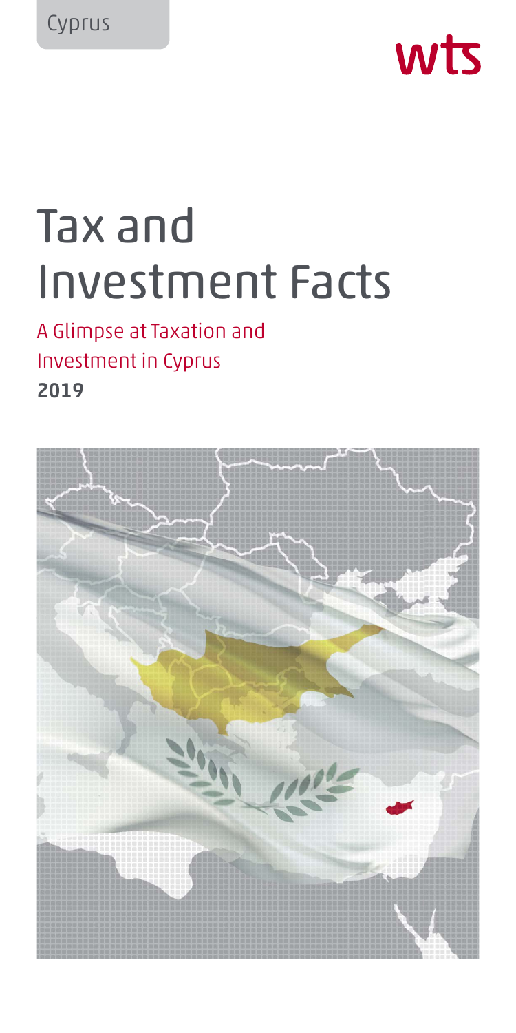Cyprus

wts

# Tax and Investment Facts

## A Glimpse at Taxation and Investment in Cyprus

**2019**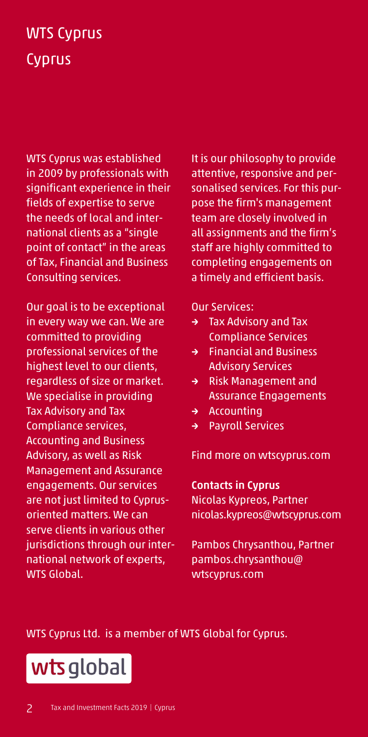# WTS Cyprus

## Cyprus

WTS Cyprus was established in 2009 by professionals with significant experience in their fields of expertise to serve the needs of local and international clients as a "single point of contact" in the areas of Tax, Financial and Business Consulting services.

Our goal is to be exceptional in every way we can. We are committed to providing professional services of the highest level to our clients, regardless of size or market. We specialise in providing Tax Advisory and Tax Compliance services, Accounting and Business Advisory, as well as Risk Management and Assurance engagements. Our services are not just limited to Cyprus-oriented matters. We can serve clients in various other jurisdictions through our international network of experts, WTS Global.

It is our philosophy to provide attentive, responsive and personalised services. For this purpose the firm's management team are closely involved in all assignments and the firm's staff are highly committed to completing engagements on a timely and efficient basis.

Our Services:

- Tax Advisory and Tax Compliance Services
- Financial and Business Advisory Services
- Risk Management and Assurance Engagements
- Accounting
- Payroll Services

Find more on wtscyprus.com

**Contacts in Cyprus**

Nicolas Kypreos, Partner
nicolas.kypreos@wtscyprus.com

Pambos Chrysanthou, Partner
pambos.chrysanthou@wtscyprus.com

WTS Cyprus Ltd. is a member of WTS Global for Cyprus.

wts global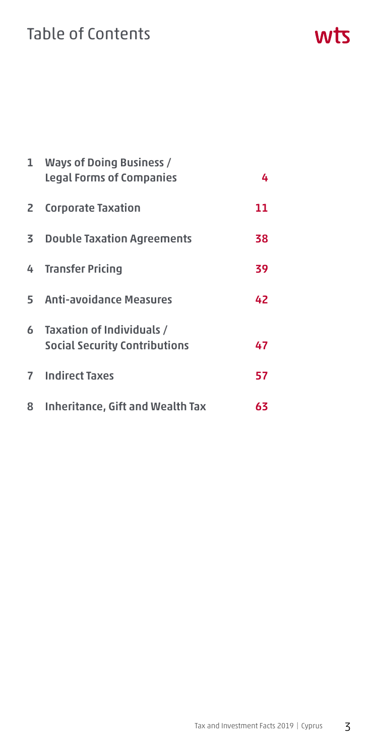# Table of Contents

| | | |
|---|---|---|
| 1 | **Ways of Doing Business / Legal Forms of Companies** | 4 |
| 2 | **Corporate Taxation** | 11 |
| 3 | **Double Taxation Agreements** | 38 |
| 4 | **Transfer Pricing** | 39 |
| 5 | **Anti-avoidance Measures** | 42 |
| 6 | **Taxation of Individuals / Social Security Contributions** | 47 |
| 7 | **Indirect Taxes** | 57 |
| 8 | **Inheritance, Gift and Wealth Tax** | 63 |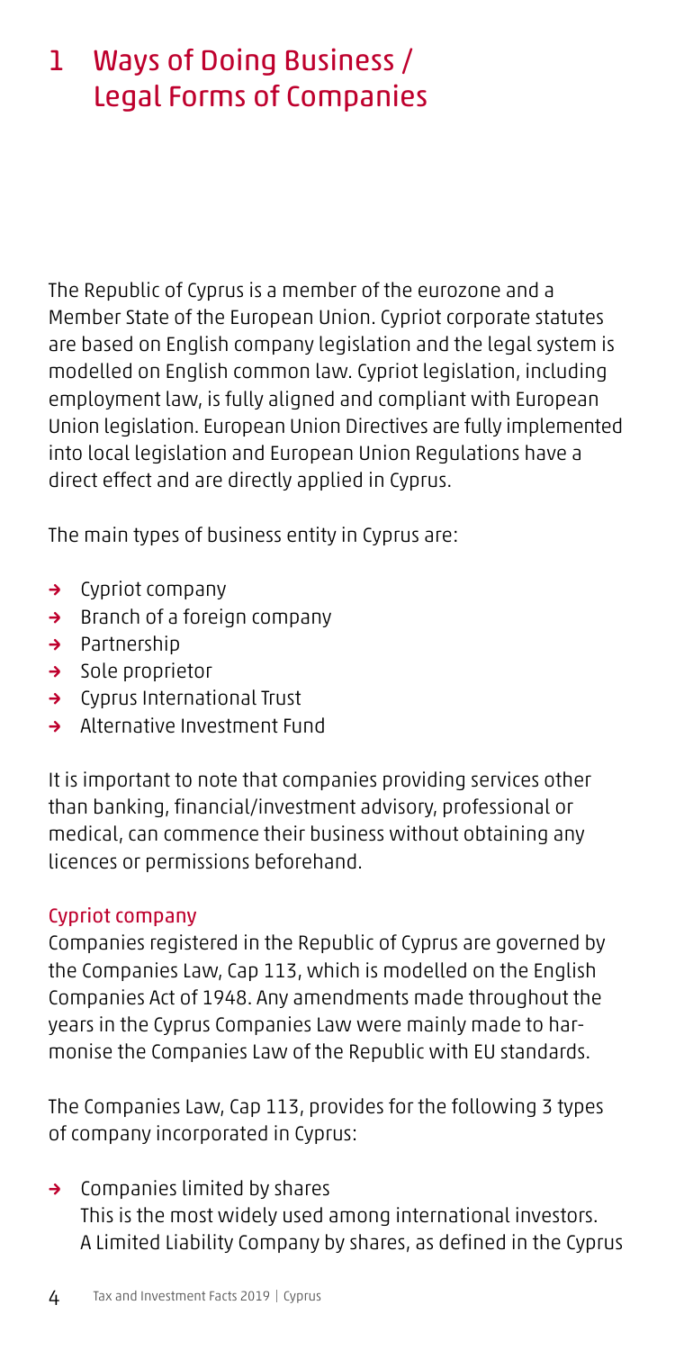# 1 Ways of Doing Business / Legal Forms of Companies

The Republic of Cyprus is a member of the eurozone and a Member State of the European Union. Cypriot corporate statutes are based on English company legislation and the legal system is modelled on English common law. Cypriot legislation, including employment law, is fully aligned and compliant with European Union legislation. European Union Directives are fully implemented into local legislation and European Union Regulations have a direct effect and are directly applied in Cyprus.

The main types of business entity in Cyprus are:

- Cypriot company
- Branch of a foreign company
- Partnership
- Sole proprietor
- Cyprus International Trust
- Alternative Investment Fund

It is important to note that companies providing services other than banking, financial/investment advisory, professional or medical, can commence their business without obtaining any licences or permissions beforehand.

## Cypriot company

Companies registered in the Republic of Cyprus are governed by the Companies Law, Cap 113, which is modelled on the English Companies Act of 1948. Any amendments made throughout the years in the Cyprus Companies Law were mainly made to harmonise the Companies Law of the Republic with EU standards.

The Companies Law, Cap 113, provides for the following 3 types of company incorporated in Cyprus:

- Companies limited by shares
  This is the most widely used among international investors. A Limited Liability Company by shares, as defined in the Cyprus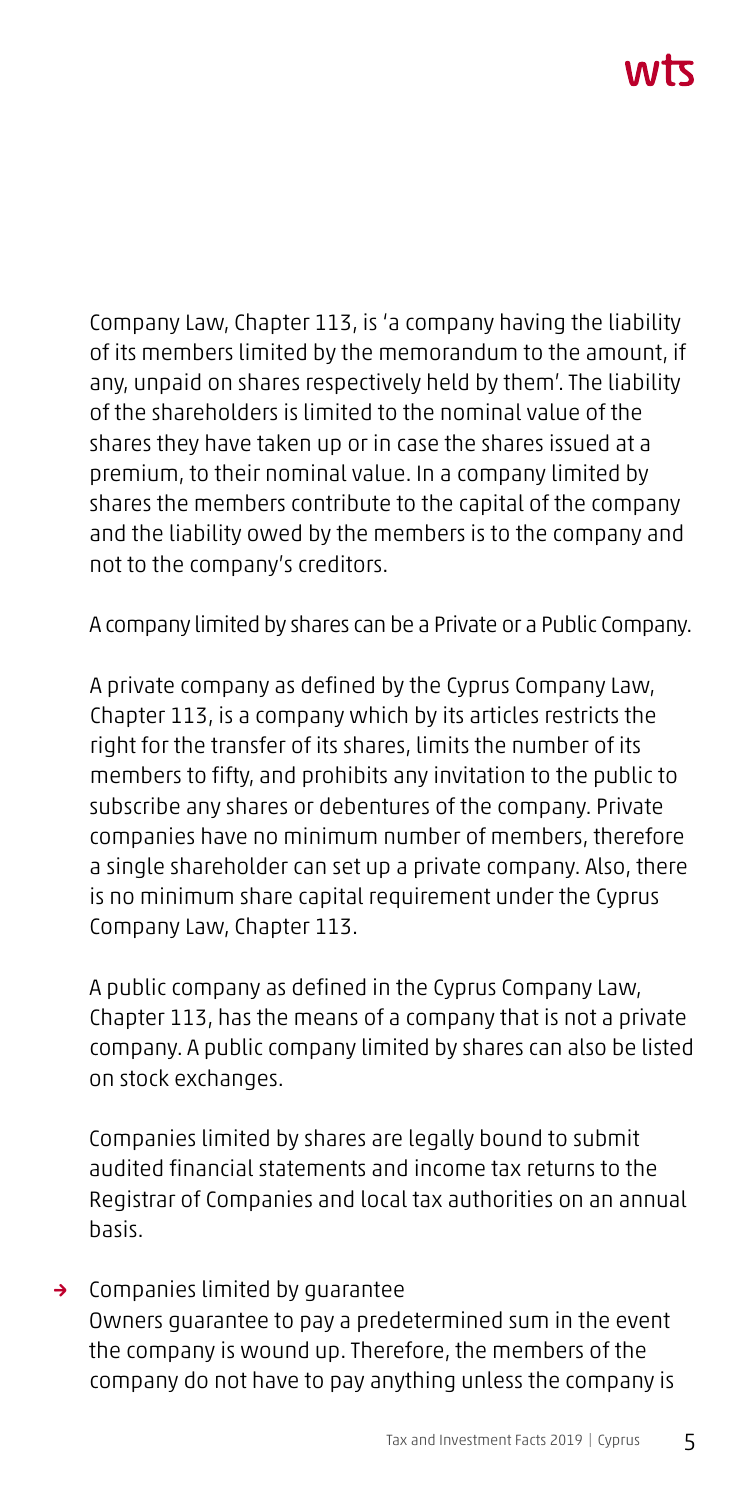Company Law, Chapter 113, is 'a company having the liability of its members limited by the memorandum to the amount, if any, unpaid on shares respectively held by them'. The liability of the shareholders is limited to the nominal value of the shares they have taken up or in case the shares issued at a premium, to their nominal value. In a company limited by shares the members contribute to the capital of the company and the liability owed by the members is to the company and not to the company's creditors.

A company limited by shares can be a Private or a Public Company.

A private company as defined by the Cyprus Company Law, Chapter 113, is a company which by its articles restricts the right for the transfer of its shares, limits the number of its members to fifty, and prohibits any invitation to the public to subscribe any shares or debentures of the company. Private companies have no minimum number of members, therefore a single shareholder can set up a private company. Also, there is no minimum share capital requirement under the Cyprus Company Law, Chapter 113.

A public company as defined in the Cyprus Company Law, Chapter 113, has the means of a company that is not a private company. A public company limited by shares can also be listed on stock exchanges.

Companies limited by shares are legally bound to submit audited financial statements and income tax returns to the Registrar of Companies and local tax authorities on an annual basis.

- → Companies limited by guarantee
  Owners guarantee to pay a predetermined sum in the event the company is wound up. Therefore, the members of the company do not have to pay anything unless the company is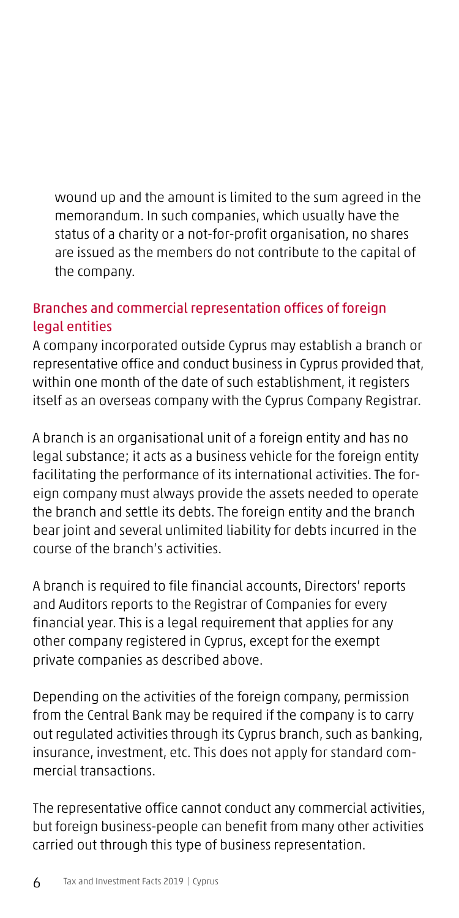wound up and the amount is limited to the sum agreed in the memorandum. In such companies, which usually have the status of a charity or a not-for-profit organisation, no shares are issued as the members do not contribute to the capital of the company.

### Branches and commercial representation offices of foreign legal entities

A company incorporated outside Cyprus may establish a branch or representative office and conduct business in Cyprus provided that, within one month of the date of such establishment, it registers itself as an overseas company with the Cyprus Company Registrar.

A branch is an organisational unit of a foreign entity and has no legal substance; it acts as a business vehicle for the foreign entity facilitating the performance of its international activities. The foreign company must always provide the assets needed to operate the branch and settle its debts. The foreign entity and the branch bear joint and several unlimited liability for debts incurred in the course of the branch's activities.

A branch is required to file financial accounts, Directors' reports and Auditors reports to the Registrar of Companies for every financial year. This is a legal requirement that applies for any other company registered in Cyprus, except for the exempt private companies as described above.

Depending on the activities of the foreign company, permission from the Central Bank may be required if the company is to carry out regulated activities through its Cyprus branch, such as banking, insurance, investment, etc. This does not apply for standard commercial transactions.

The representative office cannot conduct any commercial activities, but foreign business-people can benefit from many other activities carried out through this type of business representation.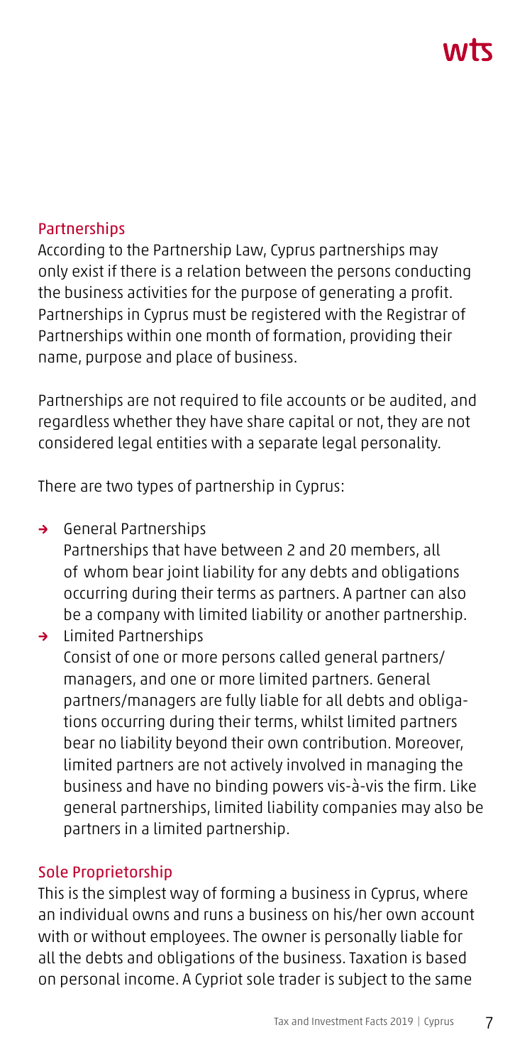## Partnerships

According to the Partnership Law, Cyprus partnerships may only exist if there is a relation between the persons conducting the business activities for the purpose of generating a profit. Partnerships in Cyprus must be registered with the Registrar of Partnerships within one month of formation, providing their name, purpose and place of business.

Partnerships are not required to file accounts or be audited, and regardless whether they have share capital or not, they are not considered legal entities with a separate legal personality.

There are two types of partnership in Cyprus:

- General Partnerships
  Partnerships that have between 2 and 20 members, all of whom bear joint liability for any debts and obligations occurring during their terms as partners. A partner can also be a company with limited liability or another partnership.
- Limited Partnerships
  Consist of one or more persons called general partners/managers, and one or more limited partners. General partners/managers are fully liable for all debts and obligations occurring during their terms, whilst limited partners bear no liability beyond their own contribution. Moreover, limited partners are not actively involved in managing the business and have no binding powers vis-à-vis the firm. Like general partnerships, limited liability companies may also be partners in a limited partnership.

## Sole Proprietorship

This is the simplest way of forming a business in Cyprus, where an individual owns and runs a business on his/her own account with or without employees. The owner is personally liable for all the debts and obligations of the business. Taxation is based on personal income. A Cypriot sole trader is subject to the same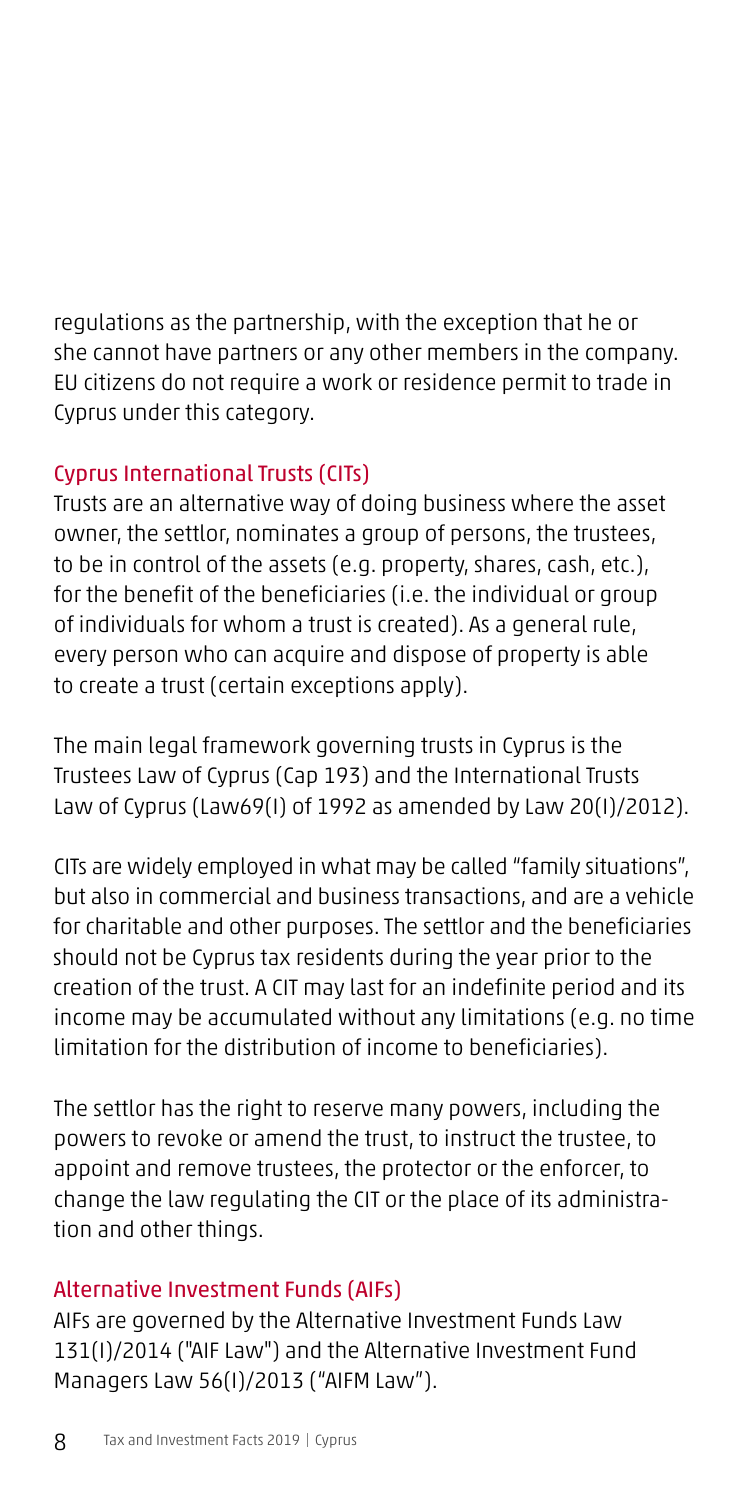regulations as the partnership, with the exception that he or she cannot have partners or any other members in the company. EU citizens do not require a work or residence permit to trade in Cyprus under this category.

### Cyprus International Trusts (CITs)

Trusts are an alternative way of doing business where the asset owner, the settlor, nominates a group of persons, the trustees, to be in control of the assets (e.g. property, shares, cash, etc.), for the benefit of the beneficiaries (i.e. the individual or group of individuals for whom a trust is created). As a general rule, every person who can acquire and dispose of property is able to create a trust (certain exceptions apply).

The main legal framework governing trusts in Cyprus is the Trustees Law of Cyprus (Cap 193) and the International Trusts Law of Cyprus (Law69(I) of 1992 as amended by Law 20(I)/2012).

CITs are widely employed in what may be called "family situations", but also in commercial and business transactions, and are a vehicle for charitable and other purposes. The settlor and the beneficiaries should not be Cyprus tax residents during the year prior to the creation of the trust. A CIT may last for an indefinite period and its income may be accumulated without any limitations (e.g. no time limitation for the distribution of income to beneficiaries).

The settlor has the right to reserve many powers, including the powers to revoke or amend the trust, to instruct the trustee, to appoint and remove trustees, the protector or the enforcer, to change the law regulating the CIT or the place of its administration and other things.

### Alternative Investment Funds (AIFs)

AIFs are governed by the Alternative Investment Funds Law 131(I)/2014 ("AIF Law") and the Alternative Investment Fund Managers Law 56(I)/2013 ("AIFM Law").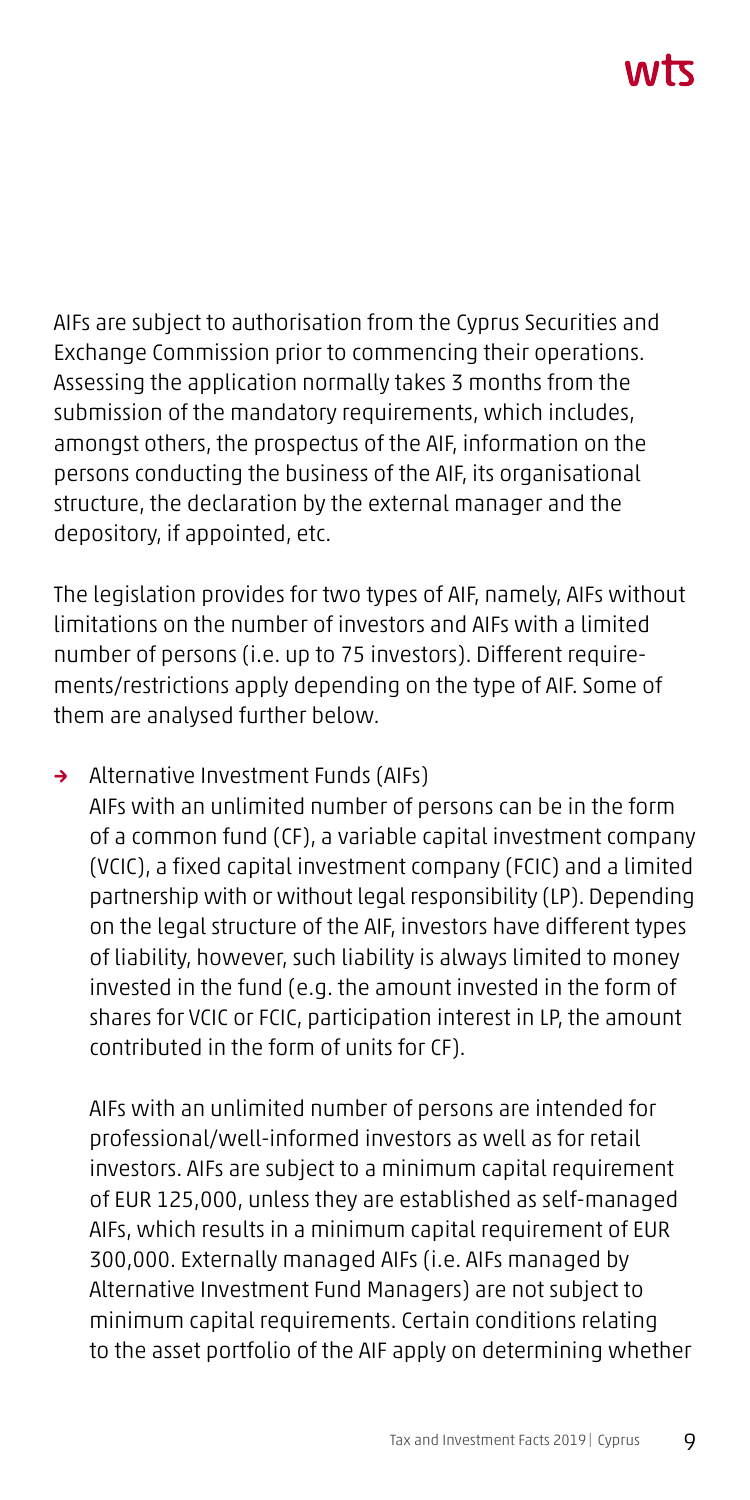AIFs are subject to authorisation from the Cyprus Securities and Exchange Commission prior to commencing their operations. Assessing the application normally takes 3 months from the submission of the mandatory requirements, which includes, amongst others, the prospectus of the AIF, information on the persons conducting the business of the AIF, its organisational structure, the declaration by the external manager and the depository, if appointed, etc.

The legislation provides for two types of AIF, namely, AIFs without limitations on the number of investors and AIFs with a limited number of persons (i.e. up to 75 investors). Different requirements/restrictions apply depending on the type of AIF. Some of them are analysed further below.

→ Alternative Investment Funds (AIFs)

AIFs with an unlimited number of persons can be in the form of a common fund (CF), a variable capital investment company (VCIC), a fixed capital investment company (FCIC) and a limited partnership with or without legal responsibility (LP). Depending on the legal structure of the AIF, investors have different types of liability, however, such liability is always limited to money invested in the fund (e.g. the amount invested in the form of shares for VCIC or FCIC, participation interest in LP, the amount contributed in the form of units for CF).

AIFs with an unlimited number of persons are intended for professional/well-informed investors as well as for retail investors. AIFs are subject to a minimum capital requirement of EUR 125,000, unless they are established as self-managed AIFs, which results in a minimum capital requirement of EUR 300,000. Externally managed AIFs (i.e. AIFs managed by Alternative Investment Fund Managers) are not subject to minimum capital requirements. Certain conditions relating to the asset portfolio of the AIF apply on determining whether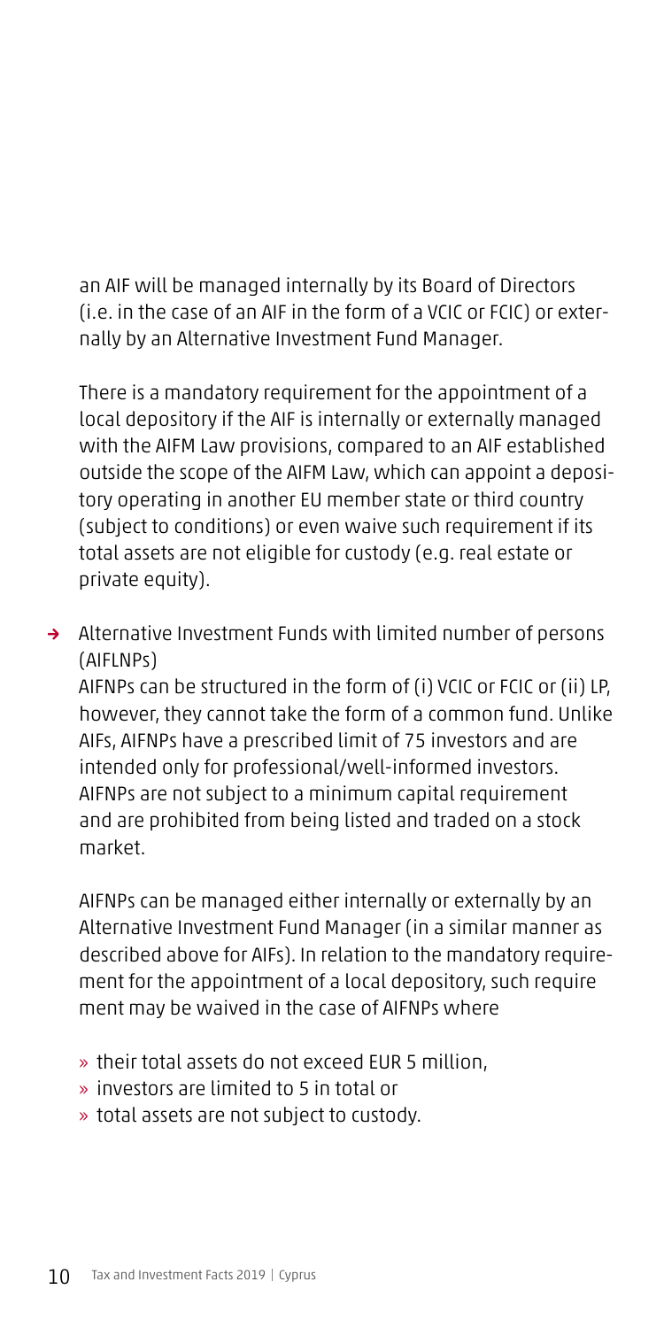an AIF will be managed internally by its Board of Directors (i.e. in the case of an AIF in the form of a VCIC or FCIC) or externally by an Alternative Investment Fund Manager.

There is a mandatory requirement for the appointment of a local depository if the AIF is internally or externally managed with the AIFM Law provisions, compared to an AIF established outside the scope of the AIFM Law, which can appoint a depository operating in another EU member state or third country (subject to conditions) or even waive such requirement if its total assets are not eligible for custody (e.g. real estate or private equity).

- Alternative Investment Funds with limited number of persons (AIFLNPs)

  AIFNPs can be structured in the form of (i) VCIC or FCIC or (ii) LP, however, they cannot take the form of a common fund. Unlike AIFs, AIFNPs have a prescribed limit of 75 investors and are intended only for professional/well-informed investors. AIFNPs are not subject to a minimum capital requirement and are prohibited from being listed and traded on a stock market.

  AIFNPs can be managed either internally or externally by an Alternative Investment Fund Manager (in a similar manner as described above for AIFs). In relation to the mandatory requirement for the appointment of a local depository, such require ment may be waived in the case of AIFNPs where

  - their total assets do not exceed EUR 5 million,
  - investors are limited to 5 in total or
  - total assets are not subject to custody.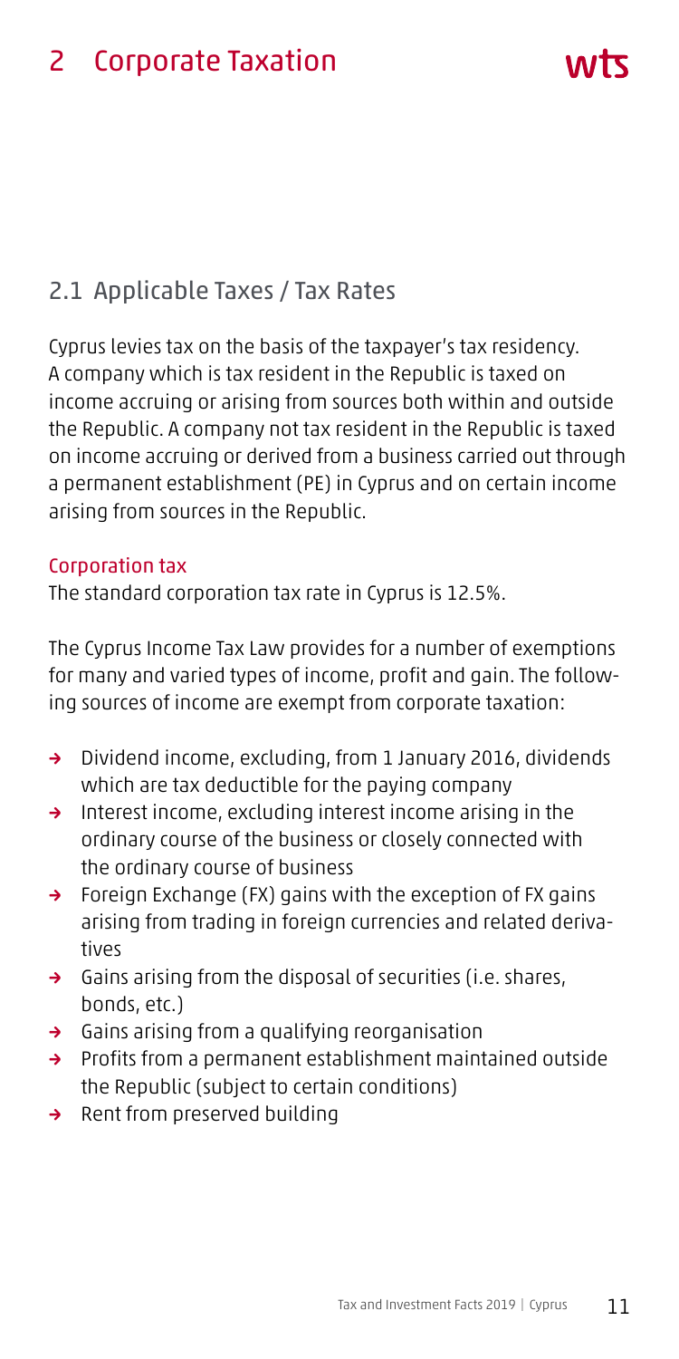# 2 Corporate Taxation

## 2.1 Applicable Taxes / Tax Rates

Cyprus levies tax on the basis of the taxpayer's tax residency. A company which is tax resident in the Republic is taxed on income accruing or arising from sources both within and outside the Republic. A company not tax resident in the Republic is taxed on income accruing or derived from a business carried out through a permanent establishment (PE) in Cyprus and on certain income arising from sources in the Republic.

### Corporation tax

The standard corporation tax rate in Cyprus is 12.5%.

The Cyprus Income Tax Law provides for a number of exemptions for many and varied types of income, profit and gain. The following sources of income are exempt from corporate taxation:

- Dividend income, excluding, from 1 January 2016, dividends which are tax deductible for the paying company
- Interest income, excluding interest income arising in the ordinary course of the business or closely connected with the ordinary course of business
- Foreign Exchange (FX) gains with the exception of FX gains arising from trading in foreign currencies and related derivatives
- Gains arising from the disposal of securities (i.e. shares, bonds, etc.)
- Gains arising from a qualifying reorganisation
- Profits from a permanent establishment maintained outside the Republic (subject to certain conditions)
- Rent from preserved building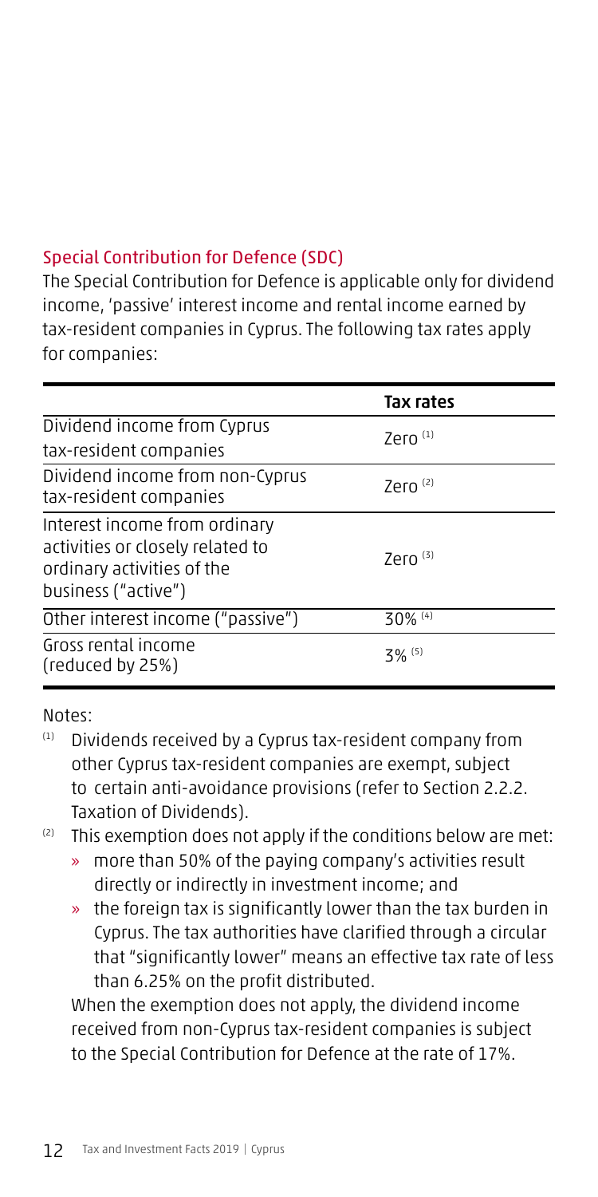## Special Contribution for Defence (SDC)

The Special Contribution for Defence is applicable only for dividend income, 'passive' interest income and rental income earned by tax-resident companies in Cyprus. The following tax rates apply for companies:

| | Tax rates |
|---|---|
| Dividend income from Cyprus tax-resident companies | Zero [1] |
| Dividend income from non-Cyprus tax-resident companies | Zero [2] |
| Interest income from ordinary activities or closely related to ordinary activities of the business ("active") | Zero [3] |
| Other interest income ("passive") | 30% [4] |
| Gross rental income (reduced by 25%) | 3% [5] |

Notes:

(1) Dividends received by a Cyprus tax-resident company from other Cyprus tax-resident companies are exempt, subject to certain anti-avoidance provisions (refer to Section 2.2.2. Taxation of Dividends).

(2) This exemption does not apply if the conditions below are met:

- » more than 50% of the paying company's activities result directly or indirectly in investment income; and
- » the foreign tax is significantly lower than the tax burden in Cyprus. The tax authorities have clarified through a circular that "significantly lower" means an effective tax rate of less than 6.25% on the profit distributed.

When the exemption does not apply, the dividend income received from non-Cyprus tax-resident companies is subject to the Special Contribution for Defence at the rate of 17%.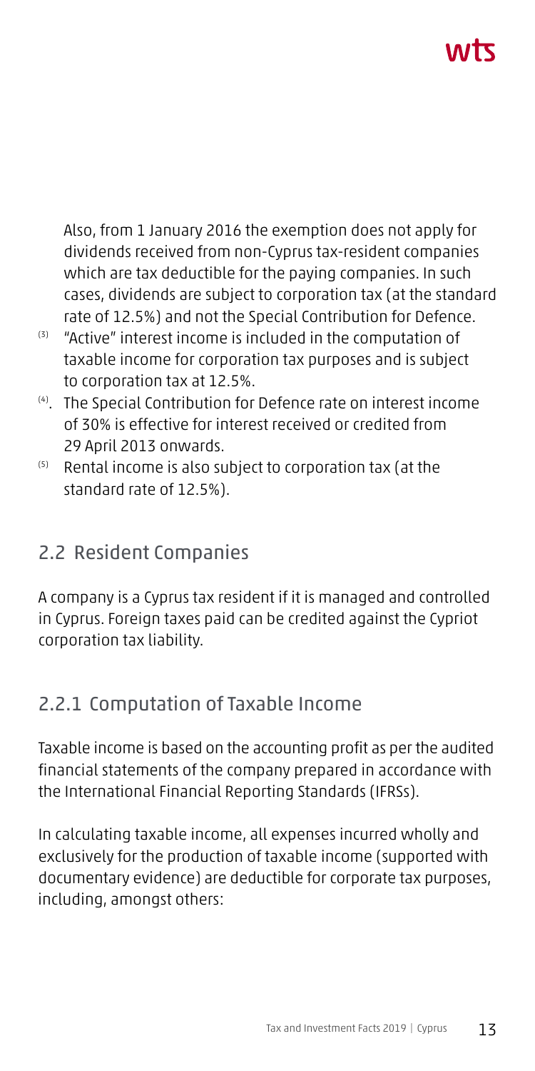Also, from 1 January 2016 the exemption does not apply for dividends received from non-Cyprus tax-resident companies which are tax deductible for the paying companies. In such cases, dividends are subject to corporation tax (at the standard rate of 12.5%) and not the Special Contribution for Defence.

[3] "Active" interest income is included in the computation of taxable income for corporation tax purposes and is subject to corporation tax at 12.5%.

[4]. The Special Contribution for Defence rate on interest income of 30% is effective for interest received or credited from 29 April 2013 onwards.

[5] Rental income is also subject to corporation tax (at the standard rate of 12.5%).

## 2.2 Resident Companies

A company is a Cyprus tax resident if it is managed and controlled in Cyprus. Foreign taxes paid can be credited against the Cypriot corporation tax liability.

### 2.2.1 Computation of Taxable Income

Taxable income is based on the accounting profit as per the audited financial statements of the company prepared in accordance with the International Financial Reporting Standards (IFRSs).

In calculating taxable income, all expenses incurred wholly and exclusively for the production of taxable income (supported with documentary evidence) are deductible for corporate tax purposes, including, amongst others: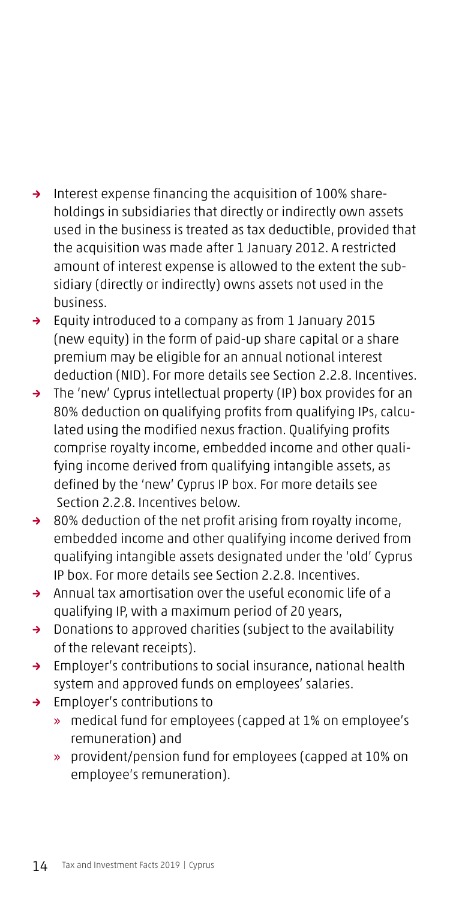- Interest expense financing the acquisition of 100% shareholdings in subsidiaries that directly or indirectly own assets used in the business is treated as tax deductible, provided that the acquisition was made after 1 January 2012. A restricted amount of interest expense is allowed to the extent the subsidiary (directly or indirectly) owns assets not used in the business.
- Equity introduced to a company as from 1 January 2015 (new equity) in the form of paid-up share capital or a share premium may be eligible for an annual notional interest deduction (NID). For more details see Section 2.2.8. Incentives.
- The 'new' Cyprus intellectual property (IP) box provides for an 80% deduction on qualifying profits from qualifying IPs, calculated using the modified nexus fraction. Qualifying profits comprise royalty income, embedded income and other qualifying income derived from qualifying intangible assets, as defined by the 'new' Cyprus IP box. For more details see Section 2.2.8. Incentives below.
- 80% deduction of the net profit arising from royalty income, embedded income and other qualifying income derived from qualifying intangible assets designated under the 'old' Cyprus IP box. For more details see Section 2.2.8. Incentives.
- Annual tax amortisation over the useful economic life of a qualifying IP, with a maximum period of 20 years,
- Donations to approved charities (subject to the availability of the relevant receipts).
- Employer's contributions to social insurance, national health system and approved funds on employees' salaries.
- Employer's contributions to
  - medical fund for employees (capped at 1% on employee's remuneration) and
  - provident/pension fund for employees (capped at 10% on employee's remuneration).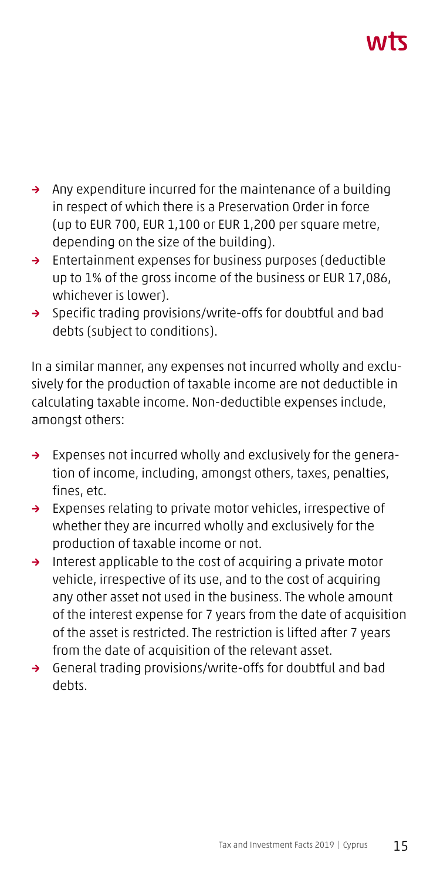- Any expenditure incurred for the maintenance of a building in respect of which there is a Preservation Order in force (up to EUR 700, EUR 1,100 or EUR 1,200 per square metre, depending on the size of the building).
- Entertainment expenses for business purposes (deductible up to 1% of the gross income of the business or EUR 17,086, whichever is lower).
- Specific trading provisions/write-offs for doubtful and bad debts (subject to conditions).

In a similar manner, any expenses not incurred wholly and exclusively for the production of taxable income are not deductible in calculating taxable income. Non-deductible expenses include, amongst others:

- Expenses not incurred wholly and exclusively for the generation of income, including, amongst others, taxes, penalties, fines, etc.
- Expenses relating to private motor vehicles, irrespective of whether they are incurred wholly and exclusively for the production of taxable income or not.
- Interest applicable to the cost of acquiring a private motor vehicle, irrespective of its use, and to the cost of acquiring any other asset not used in the business. The whole amount of the interest expense for 7 years from the date of acquisition of the asset is restricted. The restriction is lifted after 7 years from the date of acquisition of the relevant asset.
- General trading provisions/write-offs for doubtful and bad debts.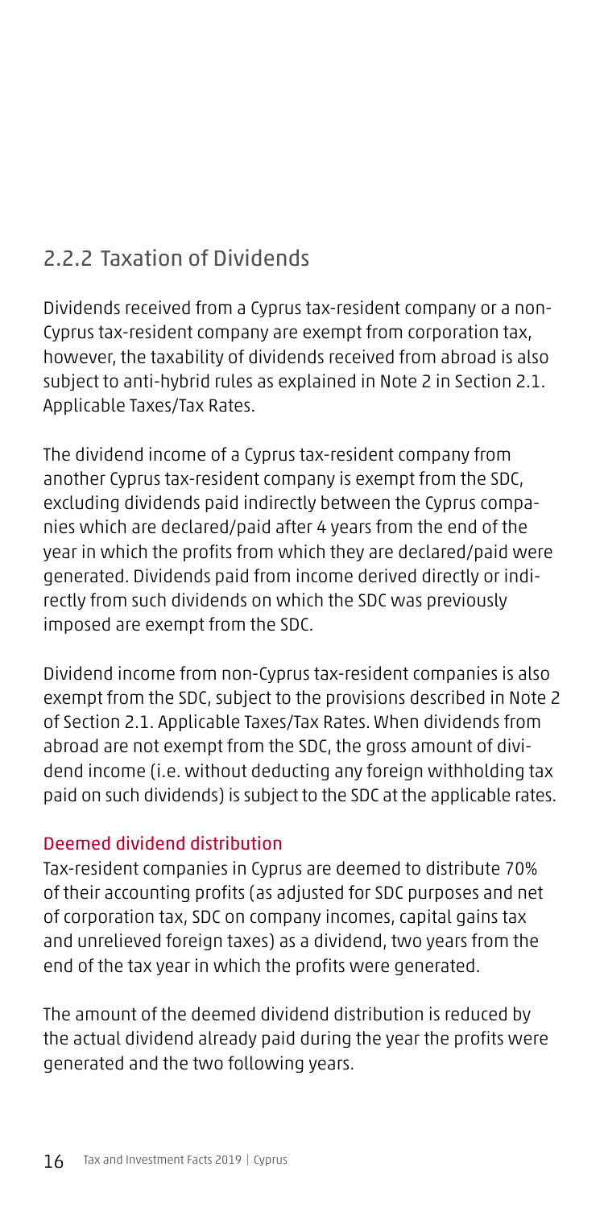## 2.2.2 Taxation of Dividends

Dividends received from a Cyprus tax-resident company or a non-Cyprus tax-resident company are exempt from corporation tax, however, the taxability of dividends received from abroad is also subject to anti-hybrid rules as explained in Note 2 in Section 2.1. Applicable Taxes/Tax Rates.

The dividend income of a Cyprus tax-resident company from another Cyprus tax-resident company is exempt from the SDC, excluding dividends paid indirectly between the Cyprus companies which are declared/paid after 4 years from the end of the year in which the profits from which they are declared/paid were generated. Dividends paid from income derived directly or indirectly from such dividends on which the SDC was previously imposed are exempt from the SDC.

Dividend income from non-Cyprus tax-resident companies is also exempt from the SDC, subject to the provisions described in Note 2 of Section 2.1. Applicable Taxes/Tax Rates. When dividends from abroad are not exempt from the SDC, the gross amount of dividend income (i.e. without deducting any foreign withholding tax paid on such dividends) is subject to the SDC at the applicable rates.

### Deemed dividend distribution

Tax-resident companies in Cyprus are deemed to distribute 70% of their accounting profits (as adjusted for SDC purposes and net of corporation tax, SDC on company incomes, capital gains tax and unrelieved foreign taxes) as a dividend, two years from the end of the tax year in which the profits were generated.

The amount of the deemed dividend distribution is reduced by the actual dividend already paid during the year the profits were generated and the two following years.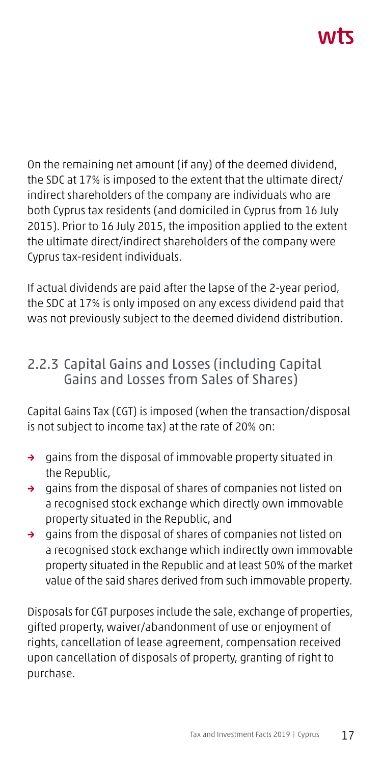On the remaining net amount (if any) of the deemed dividend, the SDC at 17% is imposed to the extent that the ultimate direct/ indirect shareholders of the company are individuals who are both Cyprus tax residents (and domiciled in Cyprus from 16 July 2015). Prior to 16 July 2015, the imposition applied to the extent the ultimate direct/indirect shareholders of the company were Cyprus tax-resident individuals.

If actual dividends are paid after the lapse of the 2-year period, the SDC at 17% is only imposed on any excess dividend paid that was not previously subject to the deemed dividend distribution.

### 2.2.3 Capital Gains and Losses (including Capital Gains and Losses from Sales of Shares)

Capital Gains Tax (CGT) is imposed (when the transaction/disposal is not subject to income tax) at the rate of 20% on:

- gains from the disposal of immovable property situated in the Republic,
- gains from the disposal of shares of companies not listed on a recognised stock exchange which directly own immovable property situated in the Republic, and
- gains from the disposal of shares of companies not listed on a recognised stock exchange which indirectly own immovable property situated in the Republic and at least 50% of the market value of the said shares derived from such immovable property.

Disposals for CGT purposes include the sale, exchange of properties, gifted property, waiver/abandonment of use or enjoyment of rights, cancellation of lease agreement, compensation received upon cancellation of disposals of property, granting of right to purchase.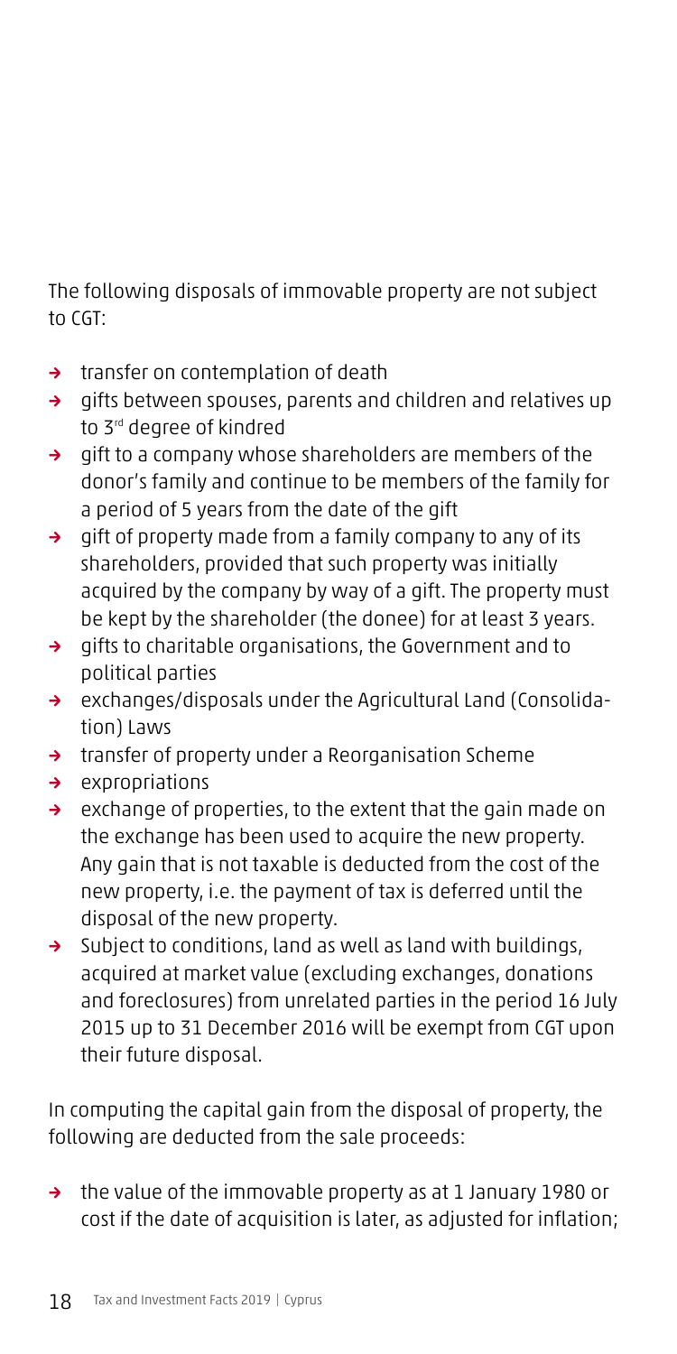The following disposals of immovable property are not subject to CGT:

- transfer on contemplation of death
- gifts between spouses, parents and children and relatives up to 3rd degree of kindred
- gift to a company whose shareholders are members of the donor's family and continue to be members of the family for a period of 5 years from the date of the gift
- gift of property made from a family company to any of its shareholders, provided that such property was initially acquired by the company by way of a gift. The property must be kept by the shareholder (the donee) for at least 3 years.
- gifts to charitable organisations, the Government and to political parties
- exchanges/disposals under the Agricultural Land (Consolidation) Laws
- transfer of property under a Reorganisation Scheme
- expropriations
- exchange of properties, to the extent that the gain made on the exchange has been used to acquire the new property. Any gain that is not taxable is deducted from the cost of the new property, i.e. the payment of tax is deferred until the disposal of the new property.
- Subject to conditions, land as well as land with buildings, acquired at market value (excluding exchanges, donations and foreclosures) from unrelated parties in the period 16 July 2015 up to 31 December 2016 will be exempt from CGT upon their future disposal.

In computing the capital gain from the disposal of property, the following are deducted from the sale proceeds:

- the value of the immovable property as at 1 January 1980 or cost if the date of acquisition is later, as adjusted for inflation;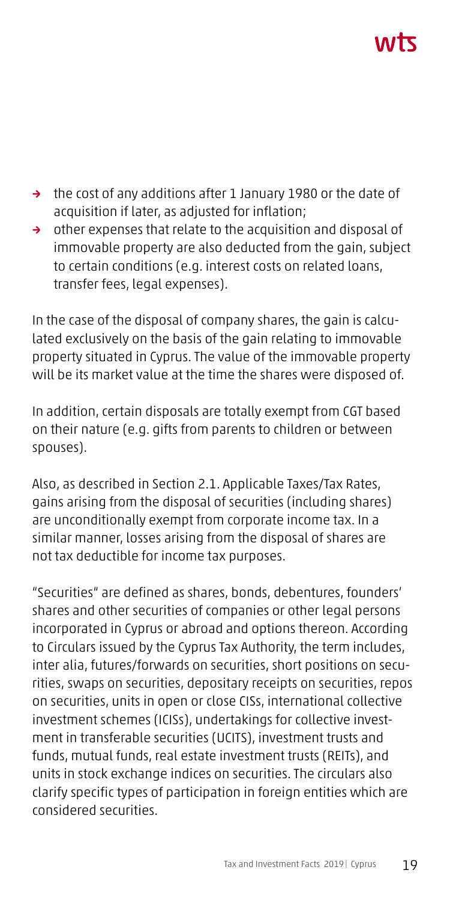- the cost of any additions after 1 January 1980 or the date of acquisition if later, as adjusted for inflation;
- other expenses that relate to the acquisition and disposal of immovable property are also deducted from the gain, subject to certain conditions (e.g. interest costs on related loans, transfer fees, legal expenses).

In the case of the disposal of company shares, the gain is calculated exclusively on the basis of the gain relating to immovable property situated in Cyprus. The value of the immovable property will be its market value at the time the shares were disposed of.

In addition, certain disposals are totally exempt from CGT based on their nature (e.g. gifts from parents to children or between spouses).

Also, as described in Section 2.1. Applicable Taxes/Tax Rates, gains arising from the disposal of securities (including shares) are unconditionally exempt from corporate income tax. In a similar manner, losses arising from the disposal of shares are not tax deductible for income tax purposes.

"Securities" are defined as shares, bonds, debentures, founders' shares and other securities of companies or other legal persons incorporated in Cyprus or abroad and options thereon. According to Circulars issued by the Cyprus Tax Authority, the term includes, inter alia, futures/forwards on securities, short positions on securities, swaps on securities, depositary receipts on securities, repos on securities, units in open or close CISs, international collective investment schemes (ICISs), undertakings for collective investment in transferable securities (UCITS), investment trusts and funds, mutual funds, real estate investment trusts (REITs), and units in stock exchange indices on securities. The circulars also clarify specific types of participation in foreign entities which are considered securities.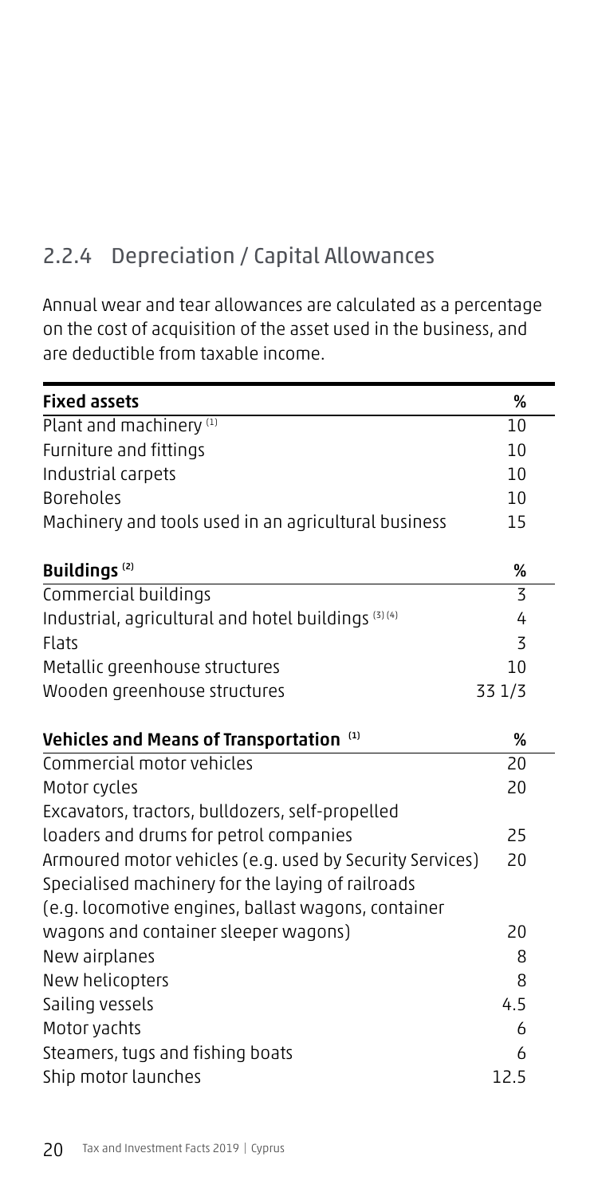## 2.2.4 Depreciation / Capital Allowances

Annual wear and tear allowances are calculated as a percentage on the cost of acquisition of the asset used in the business, and are deductible from taxable income.

| Fixed assets | % |
| --- | --- |
| Plant and machinery [1] | 10 |
| Furniture and fittings | 10 |
| Industrial carpets | 10 |
| Boreholes | 10 |
| Machinery and tools used in an agricultural business | 15 |

| Buildings [2] | % |
| --- | --- |
| Commercial buildings | 3 |
| Industrial, agricultural and hotel buildings [3][4] | 4 |
| Flats | 3 |
| Metallic greenhouse structures | 10 |
| Wooden greenhouse structures | 33 1/3 |

| Vehicles and Means of Transportation [1] | % |
| --- | --- |
| Commercial motor vehicles | 20 |
| Motor cycles | 20 |
| Excavators, tractors, bulldozers, self-propelled loaders and drums for petrol companies | 25 |
| Armoured motor vehicles (e.g. used by Security Services) | 20 |
| Specialised machinery for the laying of railroads (e.g. locomotive engines, ballast wagons, container wagons and container sleeper wagons) | 20 |
| New airplanes | 8 |
| New helicopters | 8 |
| Sailing vessels | 4.5 |
| Motor yachts | 6 |
| Steamers, tugs and fishing boats | 6 |
| Ship motor launches | 12.5 |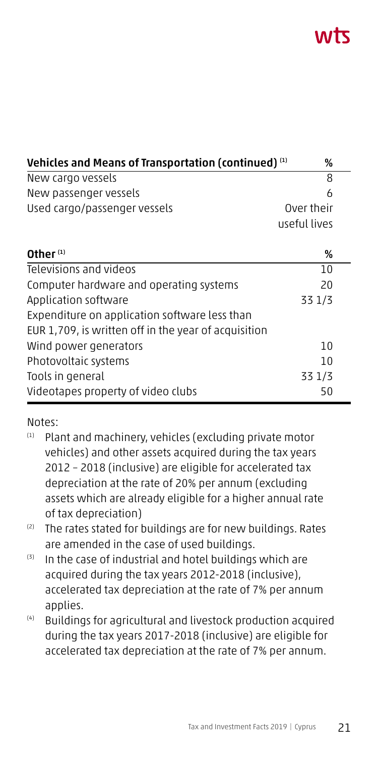| Vehicles and Means of Transportation (continued) [1] | % |
| --- | --- |
| New cargo vessels | 8 |
| New passenger vessels | 6 |
| Used cargo/passenger vessels | Over their useful lives |

| Other [1] | % |
| --- | --- |
| Televisions and videos | 10 |
| Computer hardware and operating systems | 20 |
| Application software | 33 1/3 |
| Expenditure on application software less than EUR 1,709, is written off in the year of acquisition | |
| Wind power generators | 10 |
| Photovoltaic systems | 10 |
| Tools in general | 33 1/3 |
| Videotapes property of video clubs | 50 |

Notes:

(1) Plant and machinery, vehicles (excluding private motor vehicles) and other assets acquired during the tax years 2012 – 2018 (inclusive) are eligible for accelerated tax depreciation at the rate of 20% per annum (excluding assets which are already eligible for a higher annual rate of tax depreciation)

(2) The rates stated for buildings are for new buildings. Rates are amended in the case of used buildings.

(3) In the case of industrial and hotel buildings which are acquired during the tax years 2012-2018 (inclusive), accelerated tax depreciation at the rate of 7% per annum applies.

(4) Buildings for agricultural and livestock production acquired during the tax years 2017-2018 (inclusive) are eligible for accelerated tax depreciation at the rate of 7% per annum.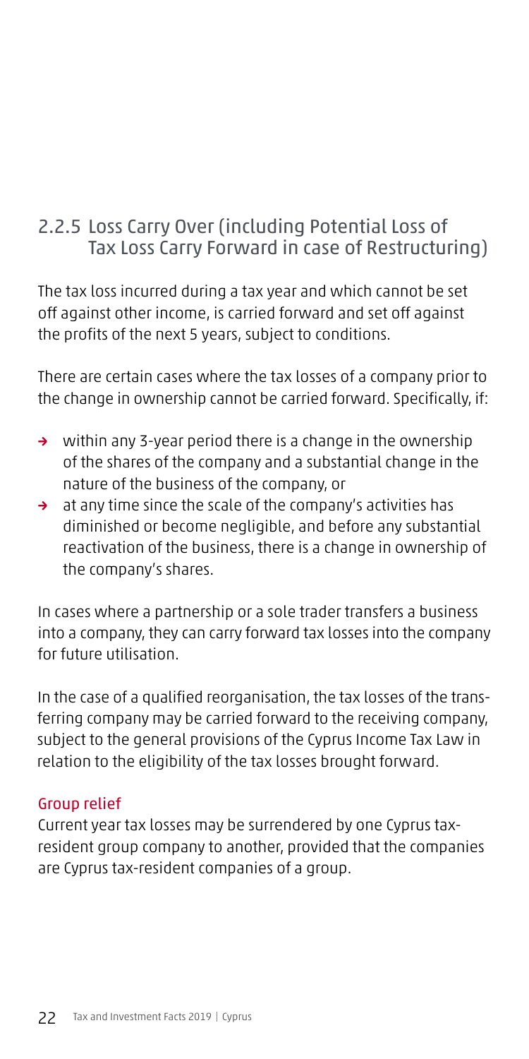### 2.2.5 Loss Carry Over (including Potential Loss of Tax Loss Carry Forward in case of Restructuring)

The tax loss incurred during a tax year and which cannot be set off against other income, is carried forward and set off against the profits of the next 5 years, subject to conditions.

There are certain cases where the tax losses of a company prior to the change in ownership cannot be carried forward. Specifically, if:

- within any 3-year period there is a change in the ownership of the shares of the company and a substantial change in the nature of the business of the company, or
- at any time since the scale of the company's activities has diminished or become negligible, and before any substantial reactivation of the business, there is a change in ownership of the company's shares.

In cases where a partnership or a sole trader transfers a business into a company, they can carry forward tax losses into the company for future utilisation.

In the case of a qualified reorganisation, the tax losses of the transferring company may be carried forward to the receiving company, subject to the general provisions of the Cyprus Income Tax Law in relation to the eligibility of the tax losses brought forward.

#### Group relief

Current year tax losses may be surrendered by one Cyprus tax-resident group company to another, provided that the companies are Cyprus tax-resident companies of a group.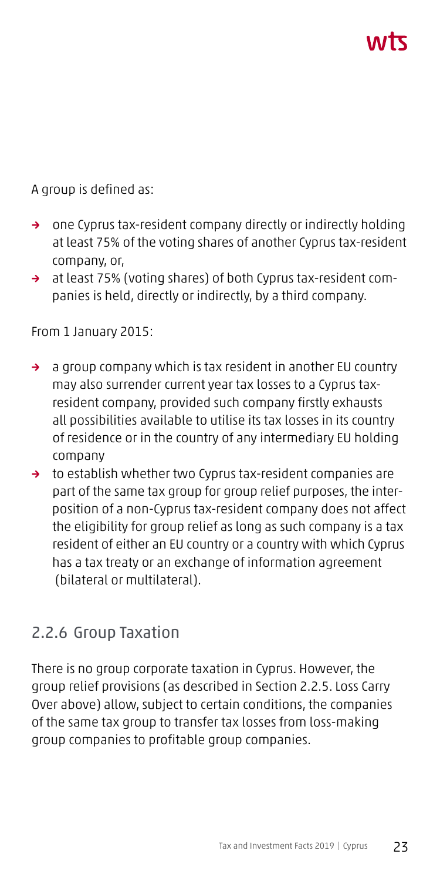A group is defined as:

- one Cyprus tax-resident company directly or indirectly holding at least 75% of the voting shares of another Cyprus tax-resident company, or,
- at least 75% (voting shares) of both Cyprus tax-resident companies is held, directly or indirectly, by a third company.

From 1 January 2015:

- a group company which is tax resident in another EU country may also surrender current year tax losses to a Cyprus tax-resident company, provided such company firstly exhausts all possibilities available to utilise its tax losses in its country of residence or in the country of any intermediary EU holding company
- to establish whether two Cyprus tax-resident companies are part of the same tax group for group relief purposes, the interposition of a non-Cyprus tax-resident company does not affect the eligibility for group relief as long as such company is a tax resident of either an EU country or a country with which Cyprus has a tax treaty or an exchange of information agreement (bilateral or multilateral).

### 2.2.6 Group Taxation

There is no group corporate taxation in Cyprus. However, the group relief provisions (as described in Section 2.2.5. Loss Carry Over above) allow, subject to certain conditions, the companies of the same tax group to transfer tax losses from loss-making group companies to profitable group companies.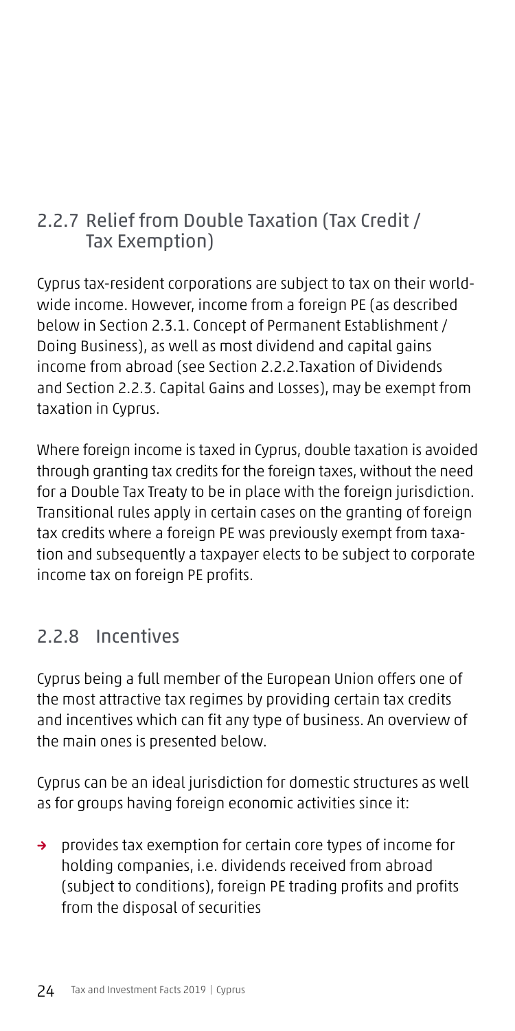### 2.2.7 Relief from Double Taxation (Tax Credit / Tax Exemption)

Cyprus tax-resident corporations are subject to tax on their worldwide income. However, income from a foreign PE (as described below in Section 2.3.1. Concept of Permanent Establishment / Doing Business), as well as most dividend and capital gains income from abroad (see Section 2.2.2.Taxation of Dividends and Section 2.2.3. Capital Gains and Losses), may be exempt from taxation in Cyprus.

Where foreign income is taxed in Cyprus, double taxation is avoided through granting tax credits for the foreign taxes, without the need for a Double Tax Treaty to be in place with the foreign jurisdiction. Transitional rules apply in certain cases on the granting of foreign tax credits where a foreign PE was previously exempt from taxation and subsequently a taxpayer elects to be subject to corporate income tax on foreign PE profits.

### 2.2.8 Incentives

Cyprus being a full member of the European Union offers one of the most attractive tax regimes by providing certain tax credits and incentives which can fit any type of business. An overview of the main ones is presented below.

Cyprus can be an ideal jurisdiction for domestic structures as well as for groups having foreign economic activities since it:

- provides tax exemption for certain core types of income for holding companies, i.e. dividends received from abroad (subject to conditions), foreign PE trading profits and profits from the disposal of securities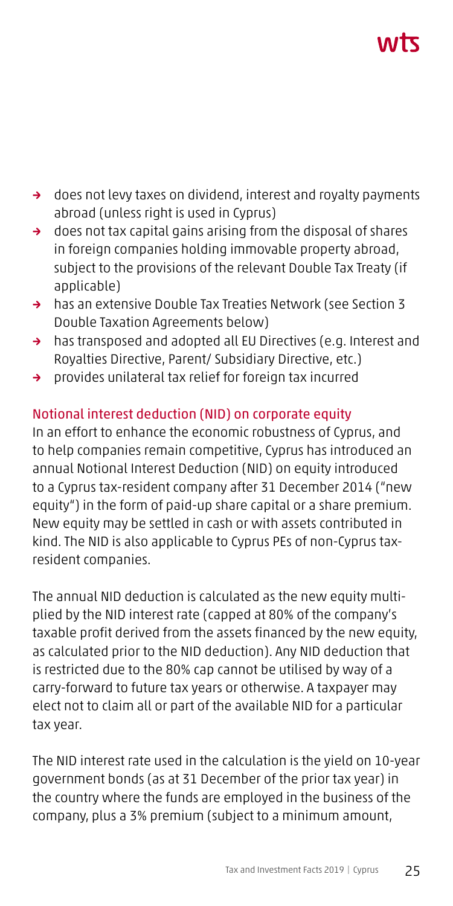- does not levy taxes on dividend, interest and royalty payments abroad (unless right is used in Cyprus)
- does not tax capital gains arising from the disposal of shares in foreign companies holding immovable property abroad, subject to the provisions of the relevant Double Tax Treaty (if applicable)
- has an extensive Double Tax Treaties Network (see Section 3 Double Taxation Agreements below)
- has transposed and adopted all EU Directives (e.g. Interest and Royalties Directive, Parent/ Subsidiary Directive, etc.)
- provides unilateral tax relief for foreign tax incurred

### Notional interest deduction (NID) on corporate equity

In an effort to enhance the economic robustness of Cyprus, and to help companies remain competitive, Cyprus has introduced an annual Notional Interest Deduction (NID) on equity introduced to a Cyprus tax-resident company after 31 December 2014 ("new equity") in the form of paid-up share capital or a share premium. New equity may be settled in cash or with assets contributed in kind. The NID is also applicable to Cyprus PEs of non-Cyprus tax-resident companies.

The annual NID deduction is calculated as the new equity multiplied by the NID interest rate (capped at 80% of the company's taxable profit derived from the assets financed by the new equity, as calculated prior to the NID deduction). Any NID deduction that is restricted due to the 80% cap cannot be utilised by way of a carry-forward to future tax years or otherwise. A taxpayer may elect not to claim all or part of the available NID for a particular tax year.

The NID interest rate used in the calculation is the yield on 10-year government bonds (as at 31 December of the prior tax year) in the country where the funds are employed in the business of the company, plus a 3% premium (subject to a minimum amount,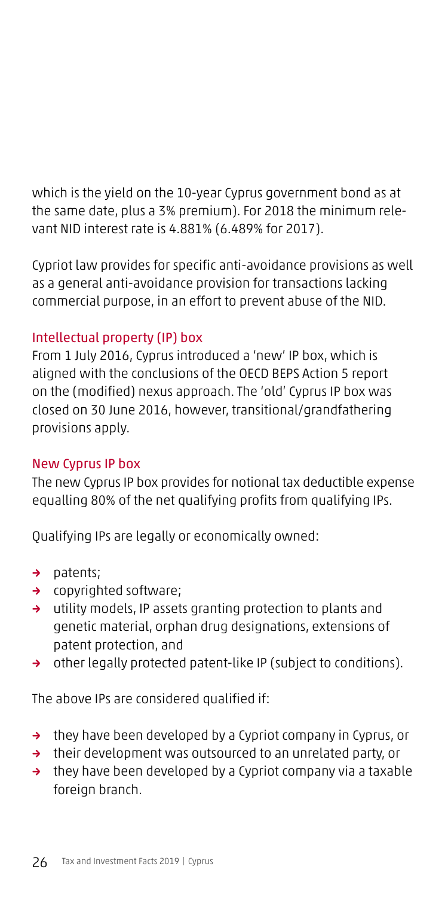which is the yield on the 10-year Cyprus government bond as at the same date, plus a 3% premium). For 2018 the minimum relevant NID interest rate is 4.881% (6.489% for 2017).

Cypriot law provides for specific anti-avoidance provisions as well as a general anti-avoidance provision for transactions lacking commercial purpose, in an effort to prevent abuse of the NID.

### Intellectual property (IP) box

From 1 July 2016, Cyprus introduced a 'new' IP box, which is aligned with the conclusions of the OECD BEPS Action 5 report on the (modified) nexus approach. The 'old' Cyprus IP box was closed on 30 June 2016, however, transitional/grandfathering provisions apply.

### New Cyprus IP box

The new Cyprus IP box provides for notional tax deductible expense equalling 80% of the net qualifying profits from qualifying IPs.

Qualifying IPs are legally or economically owned:

- patents;
- copyrighted software;
- utility models, IP assets granting protection to plants and genetic material, orphan drug designations, extensions of patent protection, and
- other legally protected patent-like IP (subject to conditions).

The above IPs are considered qualified if:

- they have been developed by a Cypriot company in Cyprus, or
- their development was outsourced to an unrelated party, or
- they have been developed by a Cypriot company via a taxable foreign branch.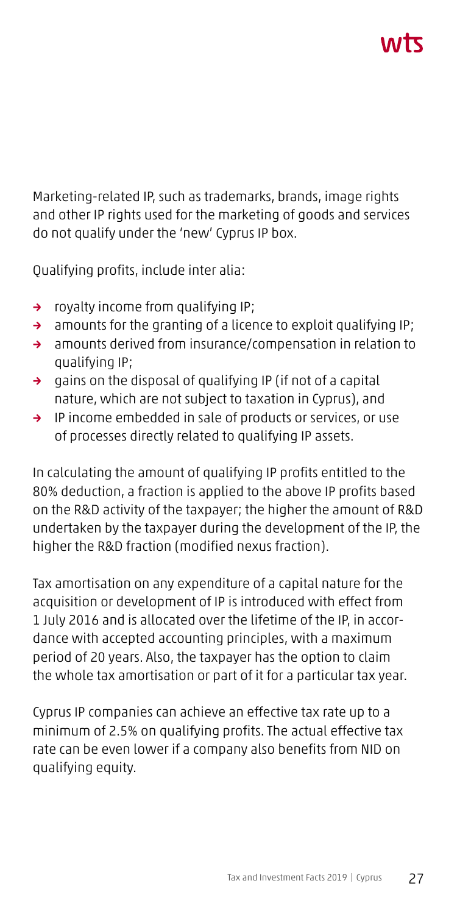Marketing-related IP, such as trademarks, brands, image rights and other IP rights used for the marketing of goods and services do not qualify under the 'new' Cyprus IP box.

Qualifying profits, include inter alia:

- royalty income from qualifying IP;
- amounts for the granting of a licence to exploit qualifying IP;
- amounts derived from insurance/compensation in relation to qualifying IP;
- gains on the disposal of qualifying IP (if not of a capital nature, which are not subject to taxation in Cyprus), and
- IP income embedded in sale of products or services, or use of processes directly related to qualifying IP assets.

In calculating the amount of qualifying IP profits entitled to the 80% deduction, a fraction is applied to the above IP profits based on the R&D activity of the taxpayer; the higher the amount of R&D undertaken by the taxpayer during the development of the IP, the higher the R&D fraction (modified nexus fraction).

Tax amortisation on any expenditure of a capital nature for the acquisition or development of IP is introduced with effect from 1 July 2016 and is allocated over the lifetime of the IP, in accordance with accepted accounting principles, with a maximum period of 20 years. Also, the taxpayer has the option to claim the whole tax amortisation or part of it for a particular tax year.

Cyprus IP companies can achieve an effective tax rate up to a minimum of 2.5% on qualifying profits. The actual effective tax rate can be even lower if a company also benefits from NID on qualifying equity.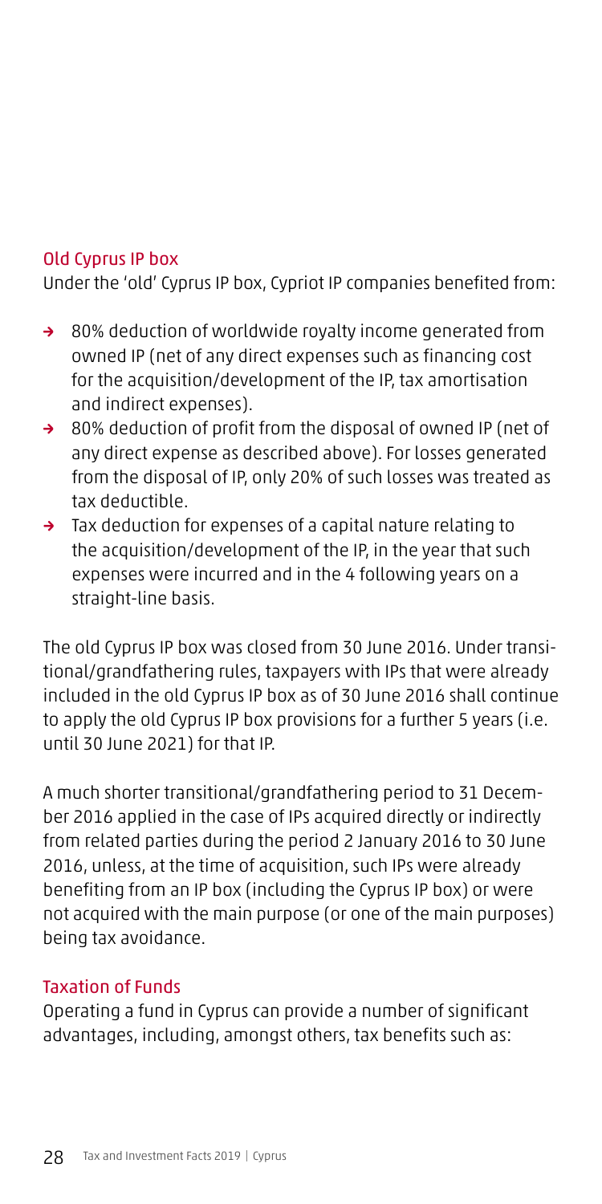### Old Cyprus IP box

Under the 'old' Cyprus IP box, Cypriot IP companies benefited from:

- 80% deduction of worldwide royalty income generated from owned IP (net of any direct expenses such as financing cost for the acquisition/development of the IP, tax amortisation and indirect expenses).
- 80% deduction of profit from the disposal of owned IP (net of any direct expense as described above). For losses generated from the disposal of IP, only 20% of such losses was treated as tax deductible.
- Tax deduction for expenses of a capital nature relating to the acquisition/development of the IP, in the year that such expenses were incurred and in the 4 following years on a straight-line basis.

The old Cyprus IP box was closed from 30 June 2016. Under transitional/grandfathering rules, taxpayers with IPs that were already included in the old Cyprus IP box as of 30 June 2016 shall continue to apply the old Cyprus IP box provisions for a further 5 years (i.e. until 30 June 2021) for that IP.

A much shorter transitional/grandfathering period to 31 December 2016 applied in the case of IPs acquired directly or indirectly from related parties during the period 2 January 2016 to 30 June 2016, unless, at the time of acquisition, such IPs were already benefiting from an IP box (including the Cyprus IP box) or were not acquired with the main purpose (or one of the main purposes) being tax avoidance.

### Taxation of Funds

Operating a fund in Cyprus can provide a number of significant advantages, including, amongst others, tax benefits such as: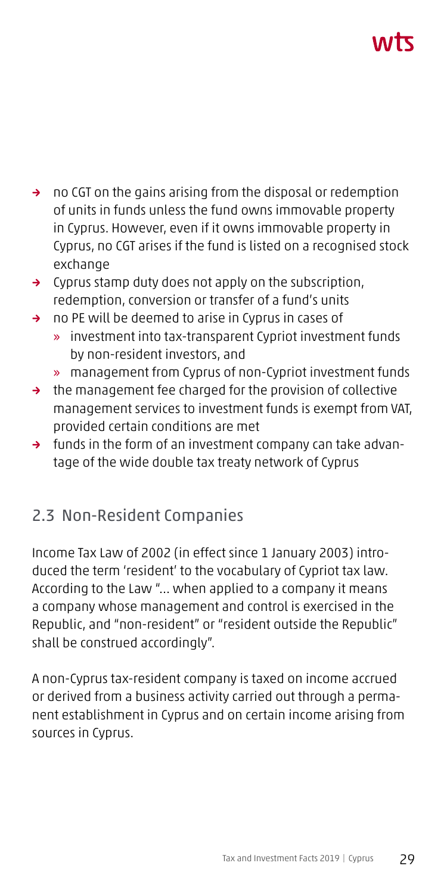- no CGT on the gains arising from the disposal or redemption of units in funds unless the fund owns immovable property in Cyprus. However, even if it owns immovable property in Cyprus, no CGT arises if the fund is listed on a recognised stock exchange
- Cyprus stamp duty does not apply on the subscription, redemption, conversion or transfer of a fund's units
- no PE will be deemed to arise in Cyprus in cases of
  - investment into tax-transparent Cypriot investment funds by non-resident investors, and
  - management from Cyprus of non-Cypriot investment funds
- the management fee charged for the provision of collective management services to investment funds is exempt from VAT, provided certain conditions are met
- funds in the form of an investment company can take advantage of the wide double tax treaty network of Cyprus

## 2.3 Non-Resident Companies

Income Tax Law of 2002 (in effect since 1 January 2003) introduced the term 'resident' to the vocabulary of Cypriot tax law. According to the Law "... when applied to a company it means a company whose management and control is exercised in the Republic, and "non-resident" or "resident outside the Republic" shall be construed accordingly".

A non-Cyprus tax-resident company is taxed on income accrued or derived from a business activity carried out through a permanent establishment in Cyprus and on certain income arising from sources in Cyprus.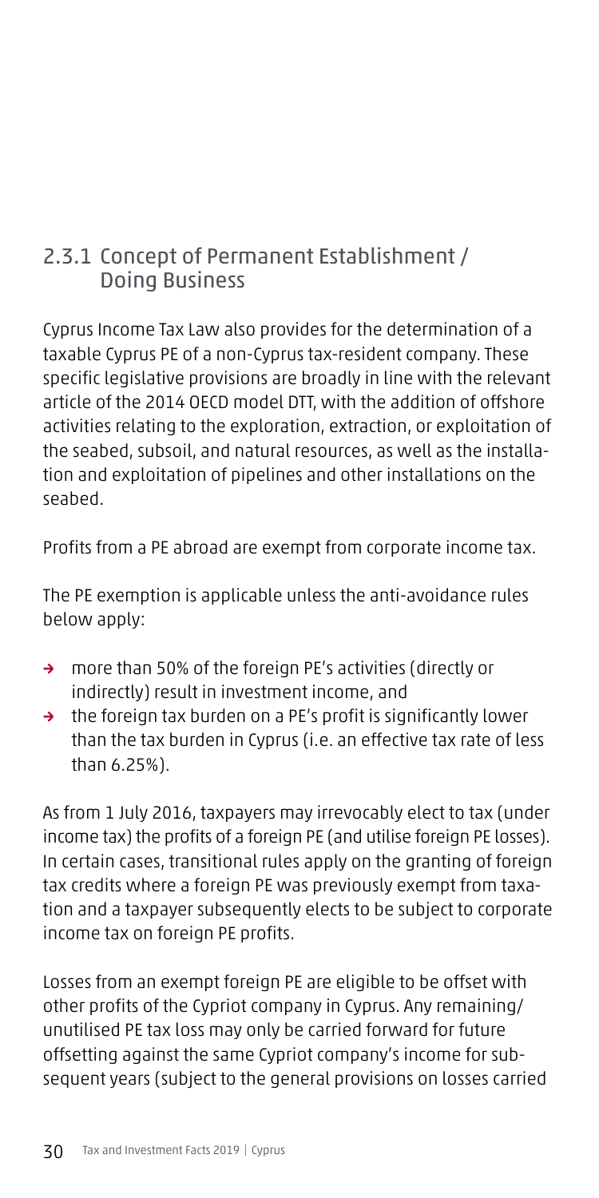### 2.3.1 Concept of Permanent Establishment / Doing Business

Cyprus Income Tax Law also provides for the determination of a taxable Cyprus PE of a non-Cyprus tax-resident company. These specific legislative provisions are broadly in line with the relevant article of the 2014 OECD model DTT, with the addition of offshore activities relating to the exploration, extraction, or exploitation of the seabed, subsoil, and natural resources, as well as the installation and exploitation of pipelines and other installations on the seabed.

Profits from a PE abroad are exempt from corporate income tax.

The PE exemption is applicable unless the anti-avoidance rules below apply:

- more than 50% of the foreign PE's activities (directly or indirectly) result in investment income, and
- the foreign tax burden on a PE's profit is significantly lower than the tax burden in Cyprus (i.e. an effective tax rate of less than 6.25%).

As from 1 July 2016, taxpayers may irrevocably elect to tax (under income tax) the profits of a foreign PE (and utilise foreign PE losses). In certain cases, transitional rules apply on the granting of foreign tax credits where a foreign PE was previously exempt from taxation and a taxpayer subsequently elects to be subject to corporate income tax on foreign PE profits.

Losses from an exempt foreign PE are eligible to be offset with other profits of the Cypriot company in Cyprus. Any remaining/unutilised PE tax loss may only be carried forward for future offsetting against the same Cypriot company's income for subsequent years (subject to the general provisions on losses carried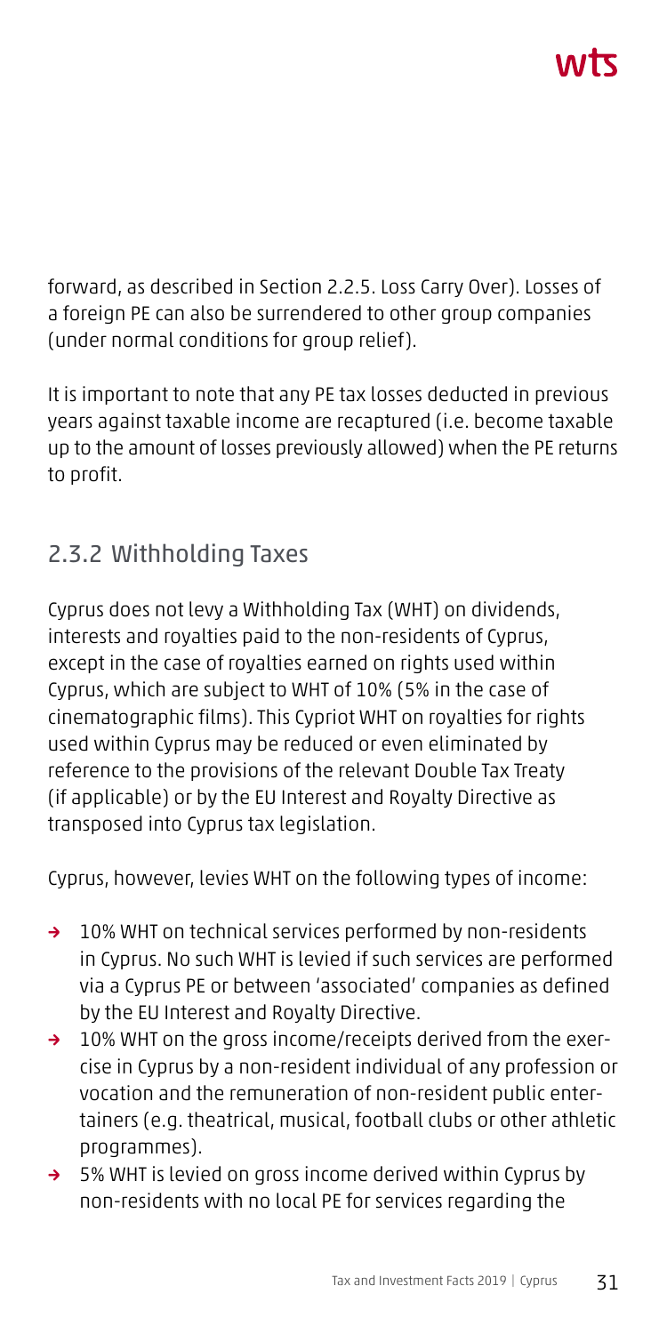forward, as described in Section 2.2.5. Loss Carry Over). Losses of a foreign PE can also be surrendered to other group companies (under normal conditions for group relief).

It is important to note that any PE tax losses deducted in previous years against taxable income are recaptured (i.e. become taxable up to the amount of losses previously allowed) when the PE returns to profit.

### 2.3.2 Withholding Taxes

Cyprus does not levy a Withholding Tax (WHT) on dividends, interests and royalties paid to the non-residents of Cyprus, except in the case of royalties earned on rights used within Cyprus, which are subject to WHT of 10% (5% in the case of cinematographic films). This Cypriot WHT on royalties for rights used within Cyprus may be reduced or even eliminated by reference to the provisions of the relevant Double Tax Treaty (if applicable) or by the EU Interest and Royalty Directive as transposed into Cyprus tax legislation.

Cyprus, however, levies WHT on the following types of income:

- 10% WHT on technical services performed by non-residents in Cyprus. No such WHT is levied if such services are performed via a Cyprus PE or between 'associated' companies as defined by the EU Interest and Royalty Directive.
- 10% WHT on the gross income/receipts derived from the exercise in Cyprus by a non-resident individual of any profession or vocation and the remuneration of non-resident public entertainers (e.g. theatrical, musical, football clubs or other athletic programmes).
- 5% WHT is levied on gross income derived within Cyprus by non-residents with no local PE for services regarding the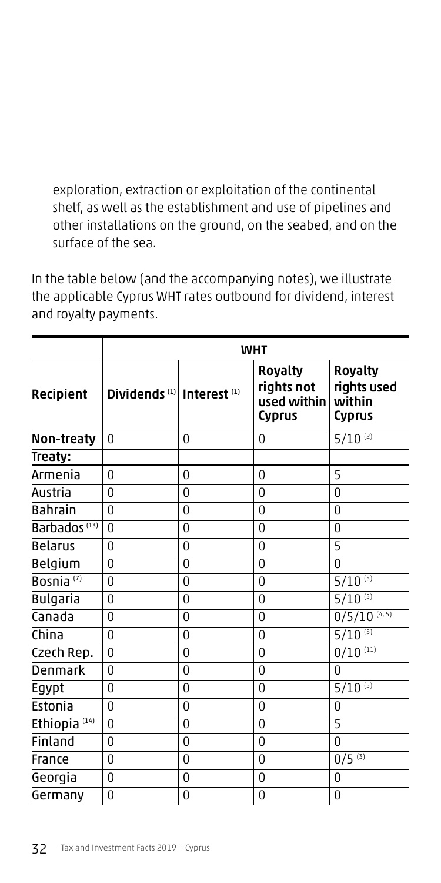exploration, extraction or exploitation of the continental shelf, as well as the establishment and use of pipelines and other installations on the ground, on the seabed, and on the surface of the sea.

In the table below (and the accompanying notes), we illustrate the applicable Cyprus WHT rates outbound for dividend, interest and royalty payments.

| | WHT | | | |
|---|---|---|---|---|
| Recipient | Dividends [1] | Interest [1] | Royalty rights not used within Cyprus | Royalty rights used within Cyprus |
| **Non-treaty** | 0 | 0 | 0 | 5/10 [2] |
| **Treaty:** | | | | |
| Armenia | 0 | 0 | 0 | 5 |
| Austria | 0 | 0 | 0 | 0 |
| Bahrain | 0 | 0 | 0 | 0 |
| Barbados [13] | 0 | 0 | 0 | 0 |
| Belarus | 0 | 0 | 0 | 5 |
| Belgium | 0 | 0 | 0 | 0 |
| Bosnia [7] | 0 | 0 | 0 | 5/10 [5] |
| Bulgaria | 0 | 0 | 0 | 5/10 [5] |
| Canada | 0 | 0 | 0 | 0/5/10 [4, 5] |
| China | 0 | 0 | 0 | 5/10 [5] |
| Czech Rep. | 0 | 0 | 0 | 0/10 [11] |
| Denmark | 0 | 0 | 0 | 0 |
| Egypt | 0 | 0 | 0 | 5/10 [5] |
| Estonia | 0 | 0 | 0 | 0 |
| Ethiopia [14] | 0 | 0 | 0 | 5 |
| Finland | 0 | 0 | 0 | 0 |
| France | 0 | 0 | 0 | 0/5 [3] |
| Georgia | 0 | 0 | 0 | 0 |
| Germany | 0 | 0 | 0 | 0 |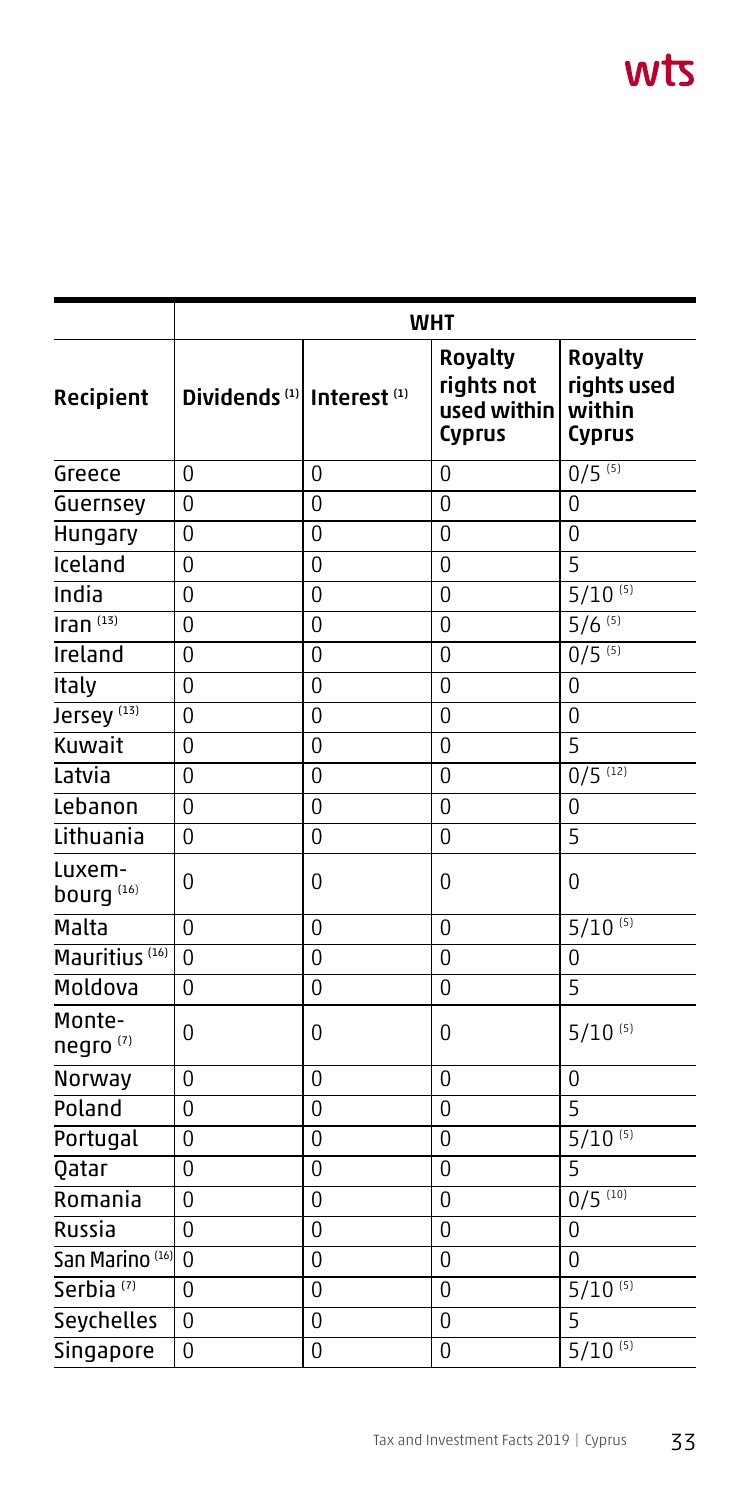| Recipient | WHT | | | |
|---|---|---|---|---|
| | Dividends [1] | Interest [1] | Royalty rights not used within Cyprus | Royalty rights used within Cyprus |
| Greece | 0 | 0 | 0 | 0/5 [5] |
| Guernsey | 0 | 0 | 0 | 0 |
| Hungary | 0 | 0 | 0 | 0 |
| Iceland | 0 | 0 | 0 | 5 |
| India | 0 | 0 | 0 | 5/10 [5] |
| Iran [13] | 0 | 0 | 0 | 5/6 [5] |
| Ireland | 0 | 0 | 0 | 0/5 [5] |
| Italy | 0 | 0 | 0 | 0 |
| Jersey [13] | 0 | 0 | 0 | 0 |
| Kuwait | 0 | 0 | 0 | 5 |
| Latvia | 0 | 0 | 0 | 0/5 [12] |
| Lebanon | 0 | 0 | 0 | 0 |
| Lithuania | 0 | 0 | 0 | 5 |
| Luxembourg [16] | 0 | 0 | 0 | 0 |
| Malta | 0 | 0 | 0 | 5/10 [5] |
| Mauritius [16] | 0 | 0 | 0 | 0 |
| Moldova | 0 | 0 | 0 | 5 |
| Montenegro [7] | 0 | 0 | 0 | 5/10 [5] |
| Norway | 0 | 0 | 0 | 0 |
| Poland | 0 | 0 | 0 | 5 |
| Portugal | 0 | 0 | 0 | 5/10 [5] |
| Qatar | 0 | 0 | 0 | 5 |
| Romania | 0 | 0 | 0 | 0/5 [10] |
| Russia | 0 | 0 | 0 | 0 |
| San Marino [16] | 0 | 0 | 0 | 0 |
| Serbia [7] | 0 | 0 | 0 | 5/10 [5] |
| Seychelles | 0 | 0 | 0 | 5 |
| Singapore | 0 | 0 | 0 | 5/10 [5] |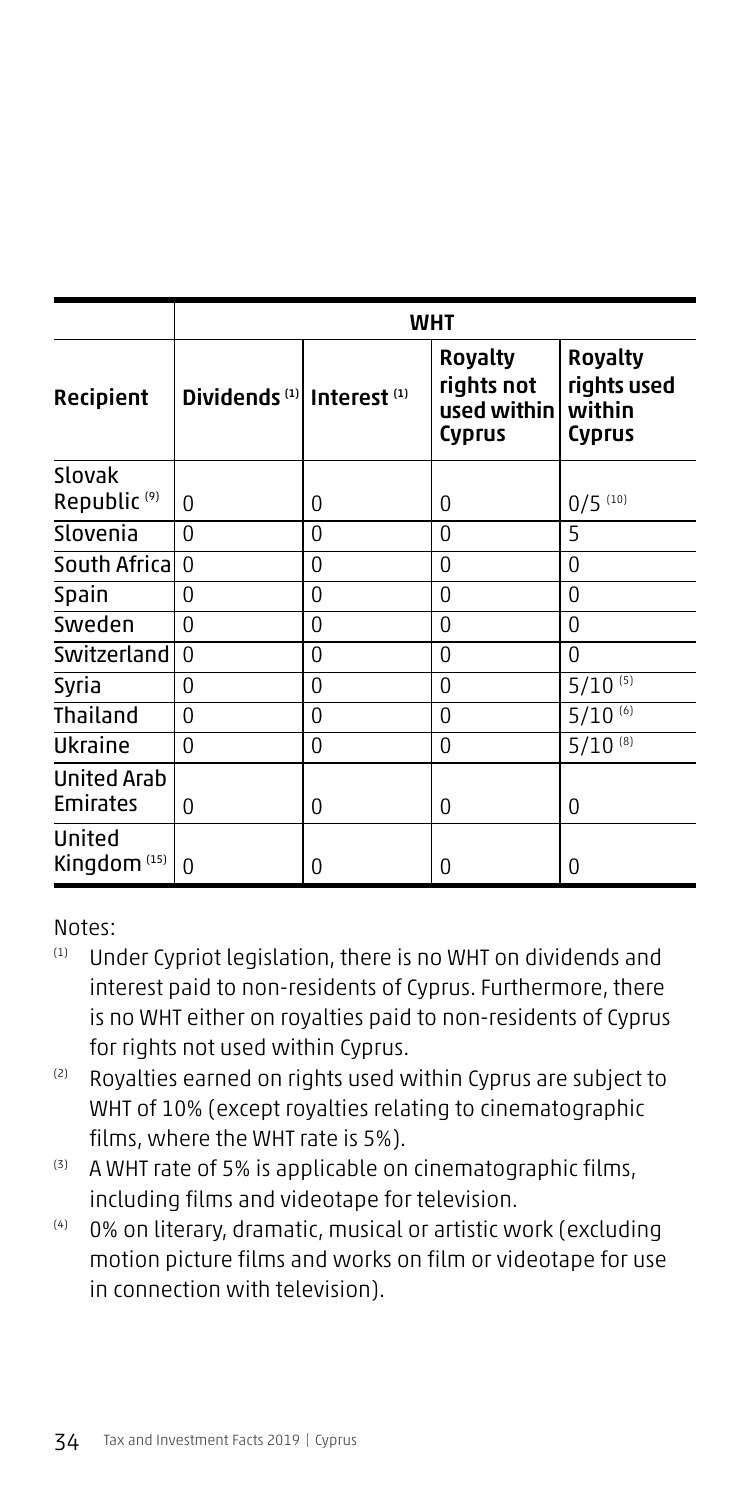| | WHT | | | |
|---|---|---|---|---|
| Recipient | Dividends [1] | Interest [1] | Royalty rights not used within Cyprus | Royalty rights used within Cyprus |
| Slovak Republic [9] | 0 | 0 | 0 | 0/5 [10] |
| Slovenia | 0 | 0 | 0 | 5 |
| South Africa | 0 | 0 | 0 | 0 |
| Spain | 0 | 0 | 0 | 0 |
| Sweden | 0 | 0 | 0 | 0 |
| Switzerland | 0 | 0 | 0 | 0 |
| Syria | 0 | 0 | 0 | 5/10 [5] |
| Thailand | 0 | 0 | 0 | 5/10 [6] |
| Ukraine | 0 | 0 | 0 | 5/10 [8] |
| United Arab Emirates | 0 | 0 | 0 | 0 |
| United Kingdom [15] | 0 | 0 | 0 | 0 |

Notes:

(1) Under Cypriot legislation, there is no WHT on dividends and interest paid to non-residents of Cyprus. Furthermore, there is no WHT either on royalties paid to non-residents of Cyprus for rights not used within Cyprus.

(2) Royalties earned on rights used within Cyprus are subject to WHT of 10% (except royalties relating to cinematographic films, where the WHT rate is 5%).

(3) A WHT rate of 5% is applicable on cinematographic films, including films and videotape for television.

(4) 0% on literary, dramatic, musical or artistic work (excluding motion picture films and works on film or videotape for use in connection with television).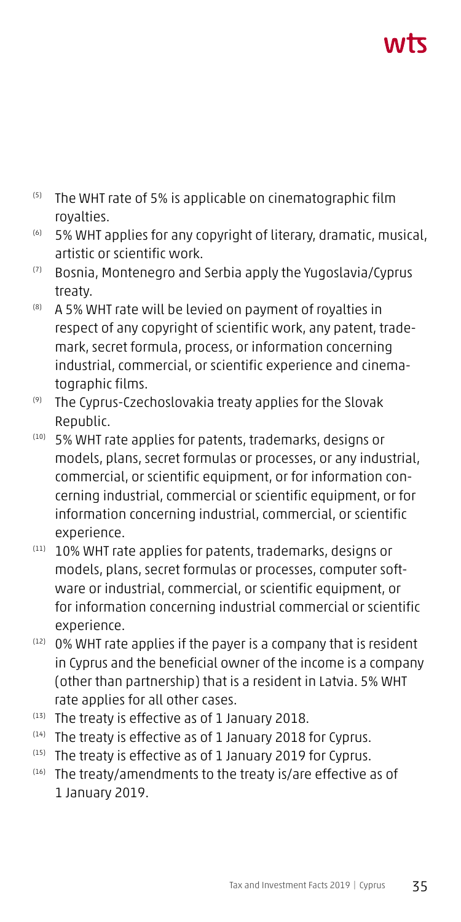- [5] The WHT rate of 5% is applicable on cinematographic film royalties.
- [6] 5% WHT applies for any copyright of literary, dramatic, musical, artistic or scientific work.
- [7] Bosnia, Montenegro and Serbia apply the Yugoslavia/Cyprus treaty.
- [8] A 5% WHT rate will be levied on payment of royalties in respect of any copyright of scientific work, any patent, trademark, secret formula, process, or information concerning industrial, commercial, or scientific experience and cinematographic films.
- [9] The Cyprus-Czechoslovakia treaty applies for the Slovak Republic.
- [10] 5% WHT rate applies for patents, trademarks, designs or models, plans, secret formulas or processes, or any industrial, commercial, or scientific equipment, or for information concerning industrial, commercial or scientific equipment, or for information concerning industrial, commercial, or scientific experience.
- [11] 10% WHT rate applies for patents, trademarks, designs or models, plans, secret formulas or processes, computer software or industrial, commercial, or scientific equipment, or for information concerning industrial commercial or scientific experience.
- [12] 0% WHT rate applies if the payer is a company that is resident in Cyprus and the beneficial owner of the income is a company (other than partnership) that is a resident in Latvia. 5% WHT rate applies for all other cases.
- [13] The treaty is effective as of 1 January 2018.
- [14] The treaty is effective as of 1 January 2018 for Cyprus.
- [15] The treaty is effective as of 1 January 2019 for Cyprus.
- [16] The treaty/amendments to the treaty is/are effective as of 1 January 2019.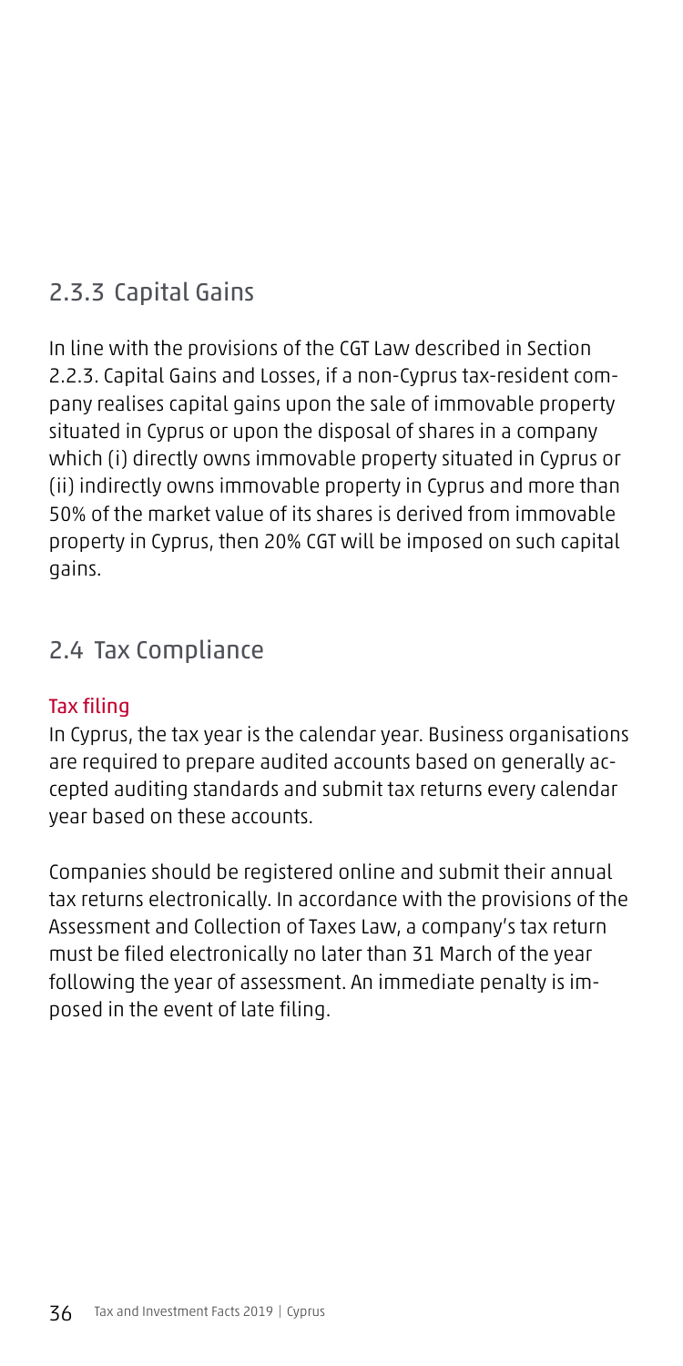### 2.3.3 Capital Gains

In line with the provisions of the CGT Law described in Section 2.2.3. Capital Gains and Losses, if a non-Cyprus tax-resident company realises capital gains upon the sale of immovable property situated in Cyprus or upon the disposal of shares in a company which (i) directly owns immovable property situated in Cyprus or (ii) indirectly owns immovable property in Cyprus and more than 50% of the market value of its shares is derived from immovable property in Cyprus, then 20% CGT will be imposed on such capital gains.

## 2.4 Tax Compliance

#### Tax filing

In Cyprus, the tax year is the calendar year. Business organisations are required to prepare audited accounts based on generally accepted auditing standards and submit tax returns every calendar year based on these accounts.

Companies should be registered online and submit their annual tax returns electronically. In accordance with the provisions of the Assessment and Collection of Taxes Law, a company's tax return must be filed electronically no later than 31 March of the year following the year of assessment. An immediate penalty is imposed in the event of late filing.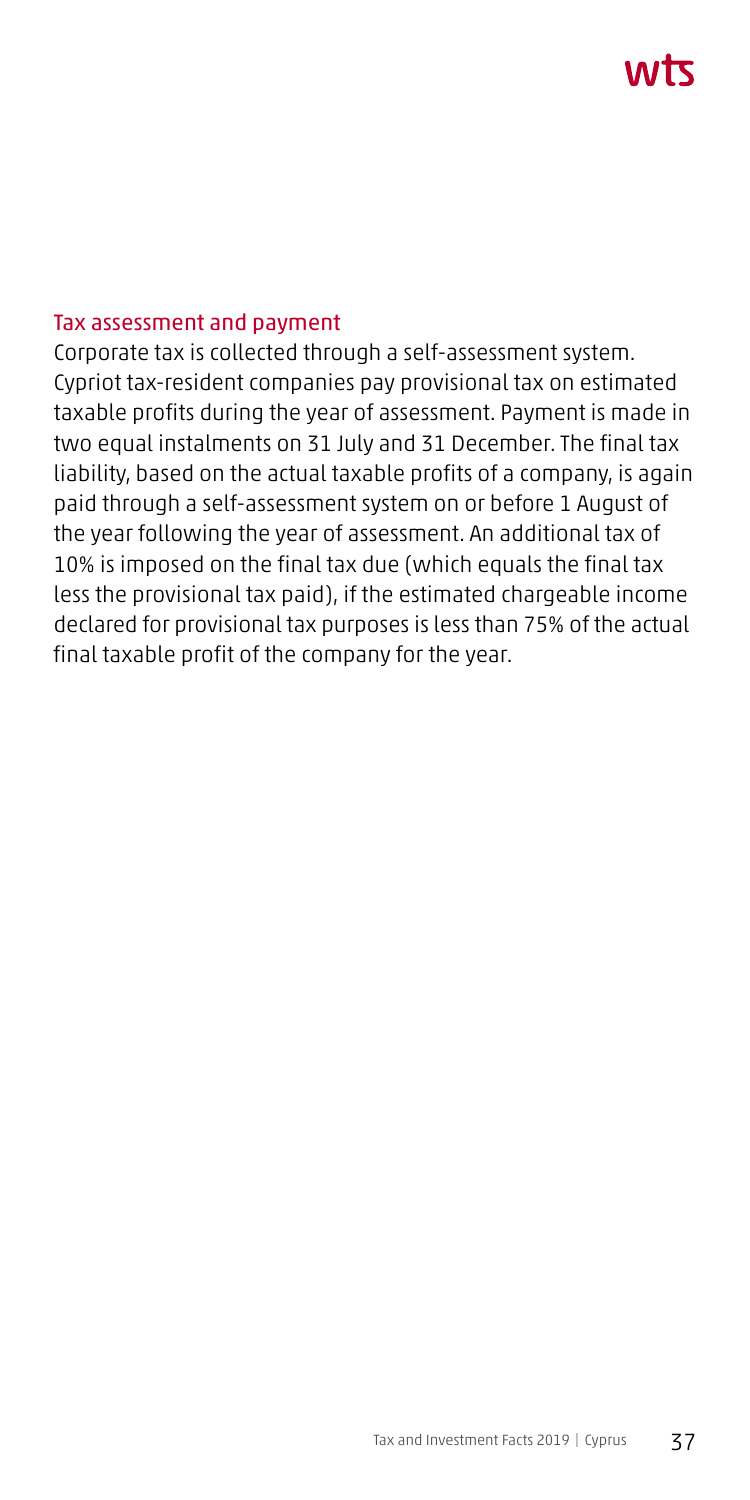### Tax assessment and payment

Corporate tax is collected through a self-assessment system. Cypriot tax-resident companies pay provisional tax on estimated taxable profits during the year of assessment. Payment is made in two equal instalments on 31 July and 31 December. The final tax liability, based on the actual taxable profits of a company, is again paid through a self-assessment system on or before 1 August of the year following the year of assessment. An additional tax of 10% is imposed on the final tax due (which equals the final tax less the provisional tax paid), if the estimated chargeable income declared for provisional tax purposes is less than 75% of the actual final taxable profit of the company for the year.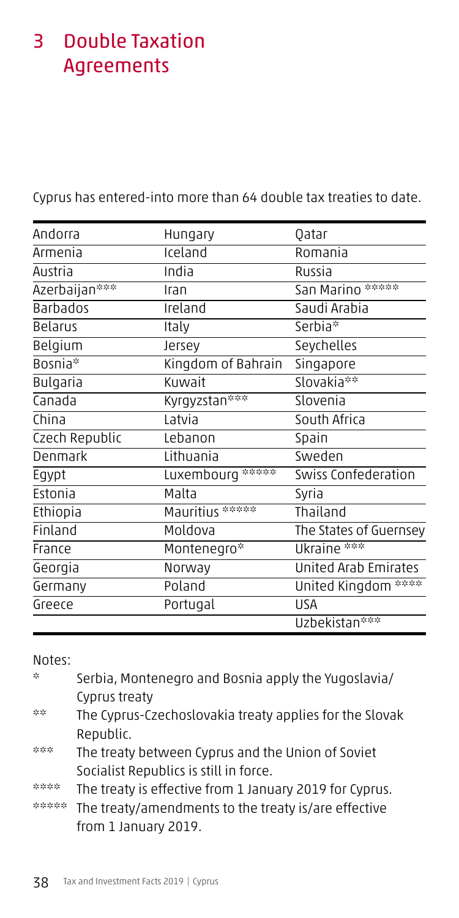# 3 Double Taxation Agreements

Cyprus has entered-into more than 64 double tax treaties to date.

| | | |
|---|---|---|
| Andorra | Hungary | Qatar |
| Armenia | Iceland | Romania |
| Austria | India | Russia |
| Azerbaijan*** | Iran | San Marino ***** |
| Barbados | Ireland | Saudi Arabia |
| Belarus | Italy | Serbia* |
| Belgium | Jersey | Seychelles |
| Bosnia* | Kingdom of Bahrain | Singapore |
| Bulgaria | Kuwait | Slovakia** |
| Canada | Kyrgyzstan*** | Slovenia |
| China | Latvia | South Africa |
| Czech Republic | Lebanon | Spain |
| Denmark | Lithuania | Sweden |
| Egypt | Luxembourg ***** | Swiss Confederation |
| Estonia | Malta | Syria |
| Ethiopia | Mauritius ***** | Thailand |
| Finland | Moldova | The States of Guernsey |
| France | Montenegro* | Ukraine *** |
| Georgia | Norway | United Arab Emirates |
| Germany | Poland | United Kingdom **** |
| Greece | Portugal | USA |
| | | Uzbekistan*** |

Notes:

- \* Serbia, Montenegro and Bosnia apply the Yugoslavia/Cyprus treaty
- \*\* The Cyprus-Czechoslovakia treaty applies for the Slovak Republic.
- \*\*\* The treaty between Cyprus and the Union of Soviet Socialist Republics is still in force.
- \*\*\*\* The treaty is effective from 1 January 2019 for Cyprus.
- \*\*\*\*\* The treaty/amendments to the treaty is/are effective from 1 January 2019.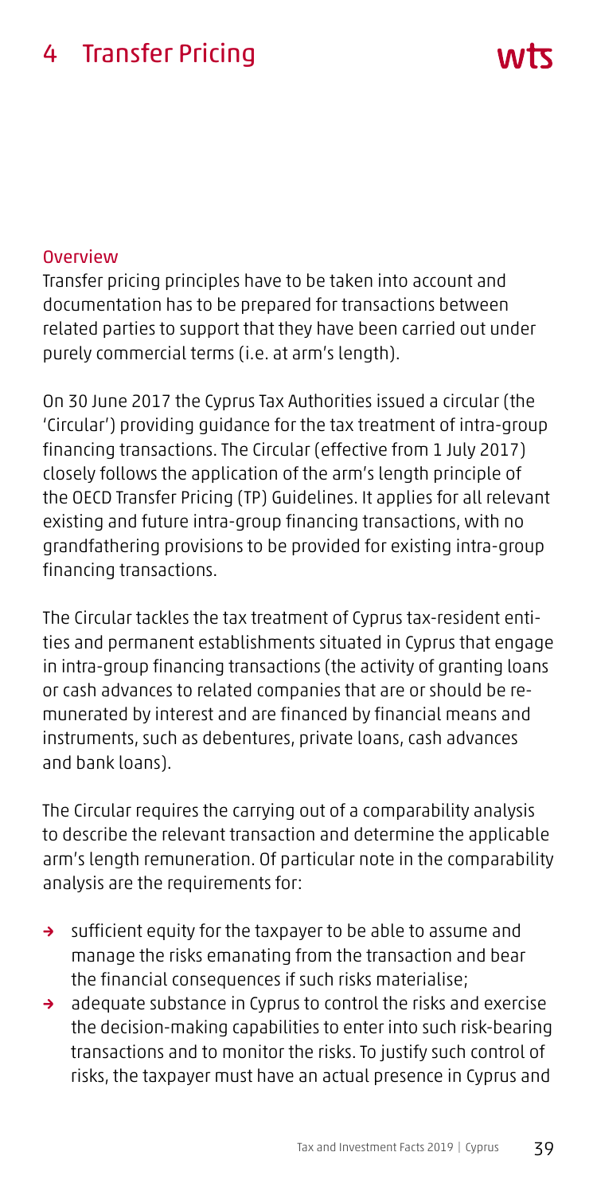# 4 Transfer Pricing

## Overview

Transfer pricing principles have to be taken into account and documentation has to be prepared for transactions between related parties to support that they have been carried out under purely commercial terms (i.e. at arm's length).

On 30 June 2017 the Cyprus Tax Authorities issued a circular (the 'Circular') providing guidance for the tax treatment of intra-group financing transactions. The Circular (effective from 1 July 2017) closely follows the application of the arm's length principle of the OECD Transfer Pricing (TP) Guidelines. It applies for all relevant existing and future intra-group financing transactions, with no grandfathering provisions to be provided for existing intra-group financing transactions.

The Circular tackles the tax treatment of Cyprus tax-resident entities and permanent establishments situated in Cyprus that engage in intra-group financing transactions (the activity of granting loans or cash advances to related companies that are or should be remunerated by interest and are financed by financial means and instruments, such as debentures, private loans, cash advances and bank loans).

The Circular requires the carrying out of a comparability analysis to describe the relevant transaction and determine the applicable arm's length remuneration. Of particular note in the comparability analysis are the requirements for:

- sufficient equity for the taxpayer to be able to assume and manage the risks emanating from the transaction and bear the financial consequences if such risks materialise;
- adequate substance in Cyprus to control the risks and exercise the decision-making capabilities to enter into such risk-bearing transactions and to monitor the risks. To justify such control of risks, the taxpayer must have an actual presence in Cyprus and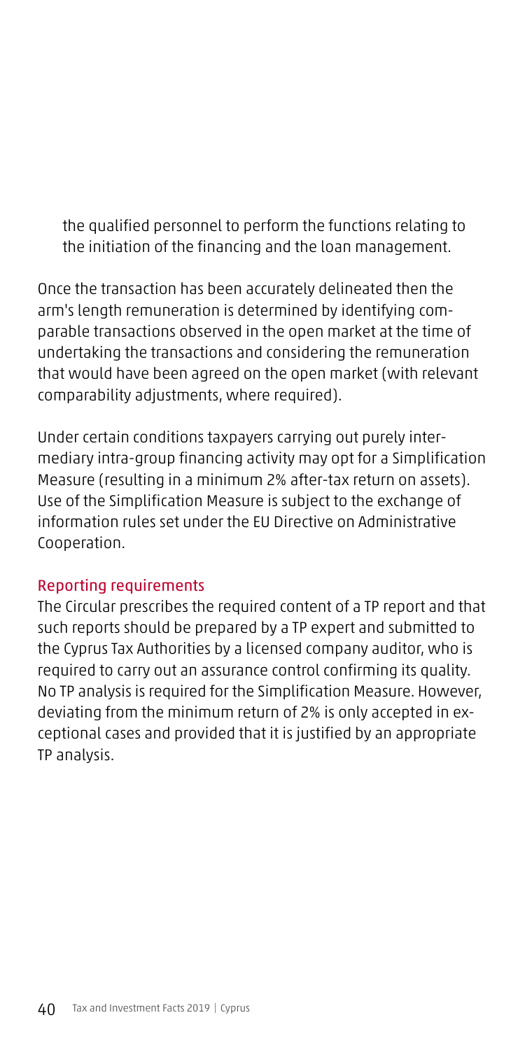the qualified personnel to perform the functions relating to the initiation of the financing and the loan management.

Once the transaction has been accurately delineated then the arm's length remuneration is determined by identifying comparable transactions observed in the open market at the time of undertaking the transactions and considering the remuneration that would have been agreed on the open market (with relevant comparability adjustments, where required).

Under certain conditions taxpayers carrying out purely intermediary intra-group financing activity may opt for a Simplification Measure (resulting in a minimum 2% after-tax return on assets). Use of the Simplification Measure is subject to the exchange of information rules set under the EU Directive on Administrative Cooperation.

### Reporting requirements

The Circular prescribes the required content of a TP report and that such reports should be prepared by a TP expert and submitted to the Cyprus Tax Authorities by a licensed company auditor, who is required to carry out an assurance control confirming its quality. No TP analysis is required for the Simplification Measure. However, deviating from the minimum return of 2% is only accepted in exceptional cases and provided that it is justified by an appropriate TP analysis.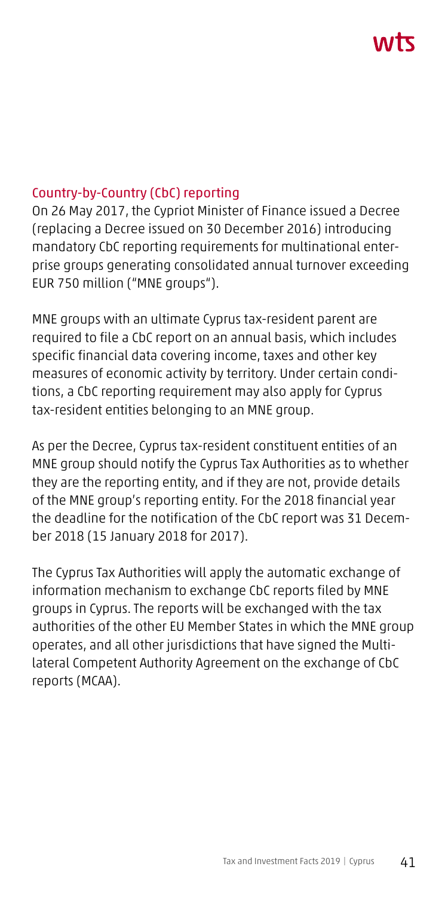## Country-by-Country (CbC) reporting

On 26 May 2017, the Cypriot Minister of Finance issued a Decree (replacing a Decree issued on 30 December 2016) introducing mandatory CbC reporting requirements for multinational enterprise groups generating consolidated annual turnover exceeding EUR 750 million ("MNE groups").

MNE groups with an ultimate Cyprus tax-resident parent are required to file a CbC report on an annual basis, which includes specific financial data covering income, taxes and other key measures of economic activity by territory. Under certain conditions, a CbC reporting requirement may also apply for Cyprus tax-resident entities belonging to an MNE group.

As per the Decree, Cyprus tax-resident constituent entities of an MNE group should notify the Cyprus Tax Authorities as to whether they are the reporting entity, and if they are not, provide details of the MNE group's reporting entity. For the 2018 financial year the deadline for the notification of the CbC report was 31 December 2018 (15 January 2018 for 2017).

The Cyprus Tax Authorities will apply the automatic exchange of information mechanism to exchange CbC reports filed by MNE groups in Cyprus. The reports will be exchanged with the tax authorities of the other EU Member States in which the MNE group operates, and all other jurisdictions that have signed the Multilateral Competent Authority Agreement on the exchange of CbC reports (MCAA).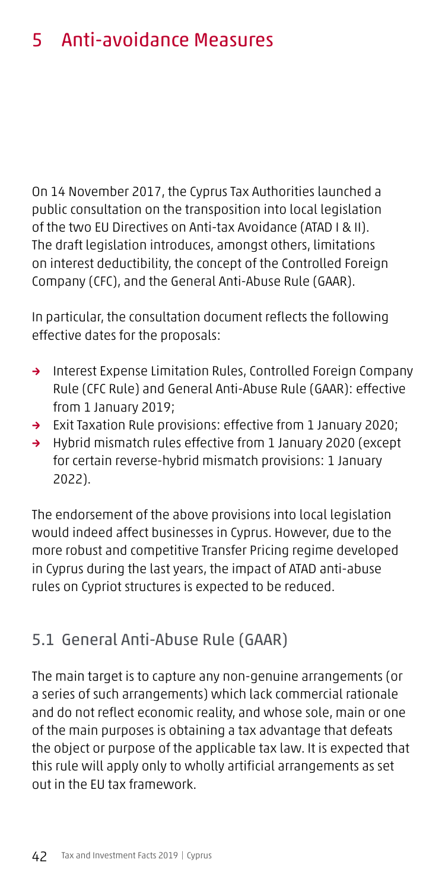# 5 Anti-avoidance Measures

On 14 November 2017, the Cyprus Tax Authorities launched a public consultation on the transposition into local legislation of the two EU Directives on Anti-tax Avoidance (ATAD I & II). The draft legislation introduces, amongst others, limitations on interest deductibility, the concept of the Controlled Foreign Company (CFC), and the General Anti-Abuse Rule (GAAR).

In particular, the consultation document reflects the following effective dates for the proposals:

- Interest Expense Limitation Rules, Controlled Foreign Company Rule (CFC Rule) and General Anti-Abuse Rule (GAAR): effective from 1 January 2019;
- Exit Taxation Rule provisions: effective from 1 January 2020;
- Hybrid mismatch rules effective from 1 January 2020 (except for certain reverse-hybrid mismatch provisions: 1 January 2022).

The endorsement of the above provisions into local legislation would indeed affect businesses in Cyprus. However, due to the more robust and competitive Transfer Pricing regime developed in Cyprus during the last years, the impact of ATAD anti-abuse rules on Cypriot structures is expected to be reduced.

## 5.1 General Anti-Abuse Rule (GAAR)

The main target is to capture any non-genuine arrangements (or a series of such arrangements) which lack commercial rationale and do not reflect economic reality, and whose sole, main or one of the main purposes is obtaining a tax advantage that defeats the object or purpose of the applicable tax law. It is expected that this rule will apply only to wholly artificial arrangements as set out in the EU tax framework.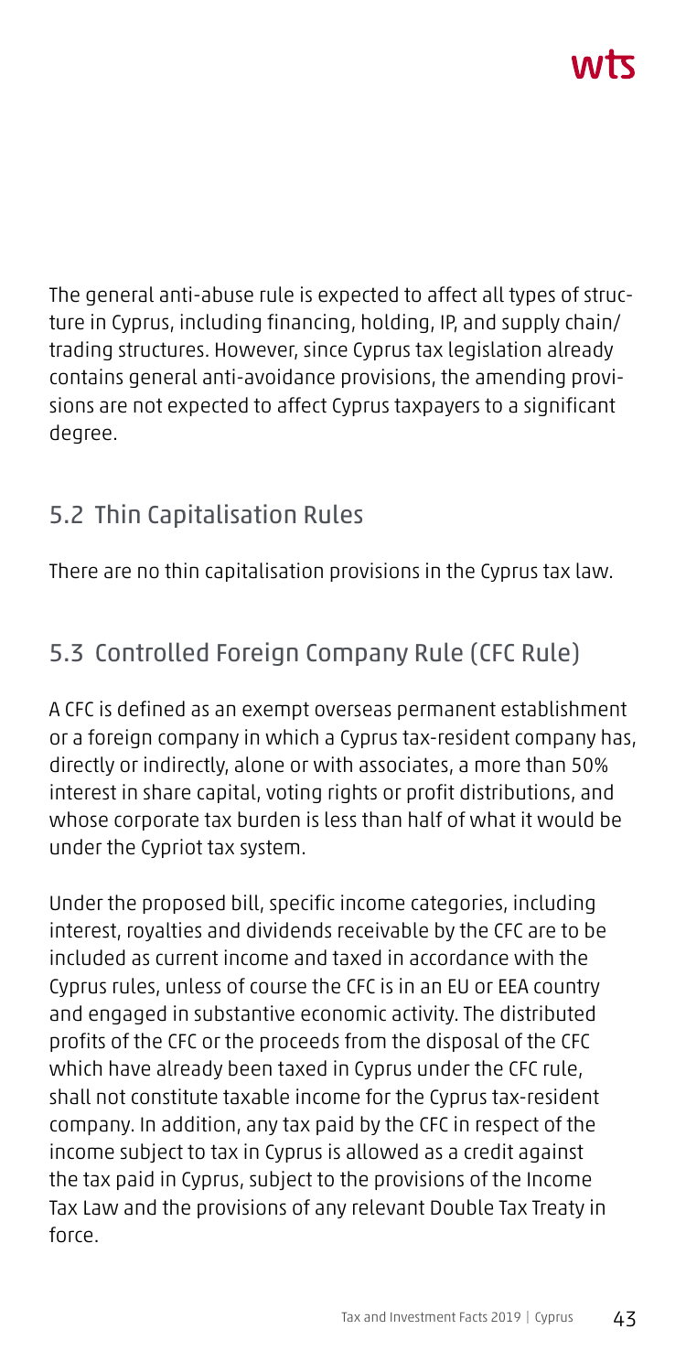The general anti-abuse rule is expected to affect all types of structure in Cyprus, including financing, holding, IP, and supply chain/trading structures. However, since Cyprus tax legislation already contains general anti-avoidance provisions, the amending provisions are not expected to affect Cyprus taxpayers to a significant degree.

## 5.2 Thin Capitalisation Rules

There are no thin capitalisation provisions in the Cyprus tax law.

## 5.3 Controlled Foreign Company Rule (CFC Rule)

A CFC is defined as an exempt overseas permanent establishment or a foreign company in which a Cyprus tax-resident company has, directly or indirectly, alone or with associates, a more than 50% interest in share capital, voting rights or profit distributions, and whose corporate tax burden is less than half of what it would be under the Cypriot tax system.

Under the proposed bill, specific income categories, including interest, royalties and dividends receivable by the CFC are to be included as current income and taxed in accordance with the Cyprus rules, unless of course the CFC is in an EU or EEA country and engaged in substantive economic activity. The distributed profits of the CFC or the proceeds from the disposal of the CFC which have already been taxed in Cyprus under the CFC rule, shall not constitute taxable income for the Cyprus tax-resident company. In addition, any tax paid by the CFC in respect of the income subject to tax in Cyprus is allowed as a credit against the tax paid in Cyprus, subject to the provisions of the Income Tax Law and the provisions of any relevant Double Tax Treaty in force.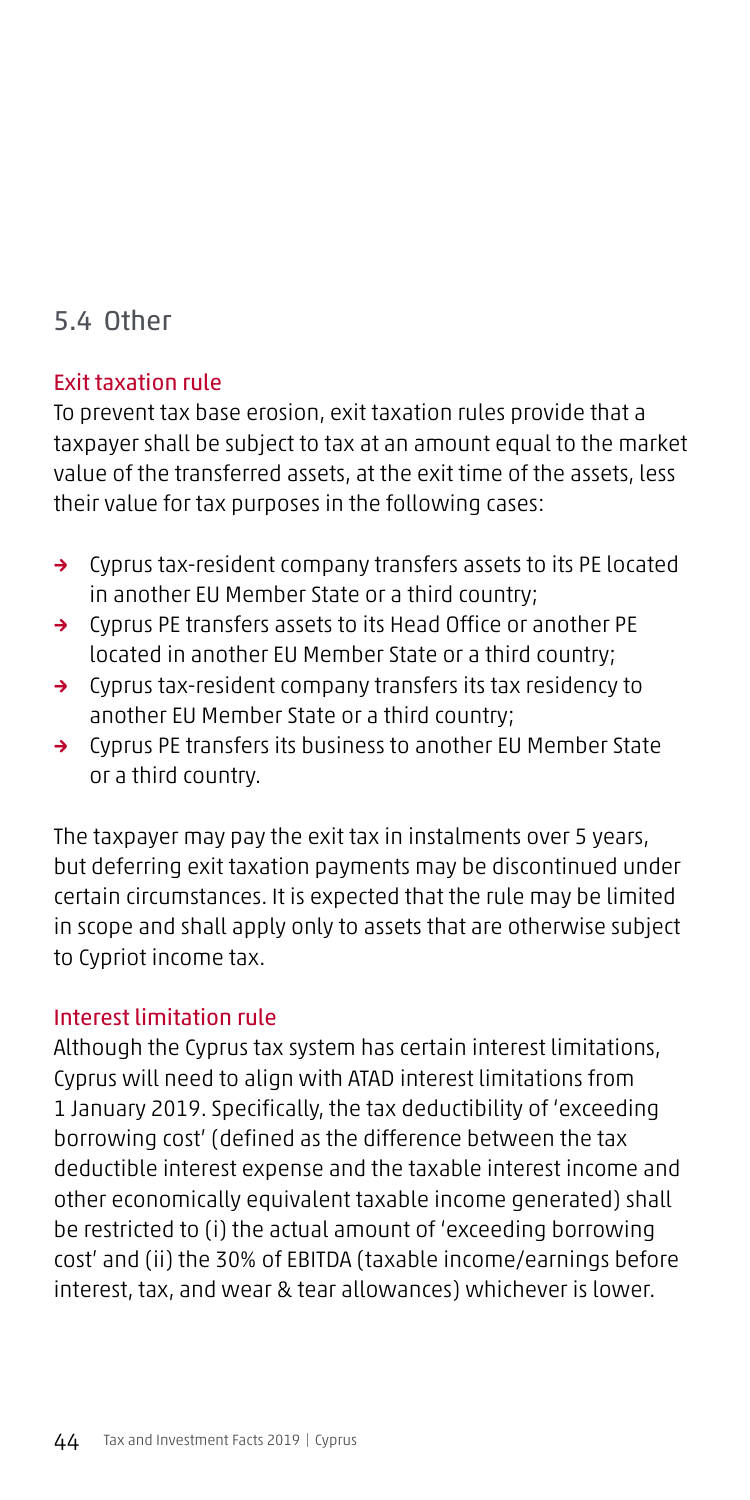## 5.4 Other

### Exit taxation rule

To prevent tax base erosion, exit taxation rules provide that a taxpayer shall be subject to tax at an amount equal to the market value of the transferred assets, at the exit time of the assets, less their value for tax purposes in the following cases:

- Cyprus tax-resident company transfers assets to its PE located in another EU Member State or a third country;
- Cyprus PE transfers assets to its Head Office or another PE located in another EU Member State or a third country;
- Cyprus tax-resident company transfers its tax residency to another EU Member State or a third country;
- Cyprus PE transfers its business to another EU Member State or a third country.

The taxpayer may pay the exit tax in instalments over 5 years, but deferring exit taxation payments may be discontinued under certain circumstances. It is expected that the rule may be limited in scope and shall apply only to assets that are otherwise subject to Cypriot income tax.

### Interest limitation rule

Although the Cyprus tax system has certain interest limitations, Cyprus will need to align with ATAD interest limitations from 1 January 2019. Specifically, the tax deductibility of 'exceeding borrowing cost' (defined as the difference between the tax deductible interest expense and the taxable interest income and other economically equivalent taxable income generated) shall be restricted to (i) the actual amount of 'exceeding borrowing cost' and (ii) the 30% of EBITDA (taxable income/earnings before interest, tax, and wear & tear allowances) whichever is lower.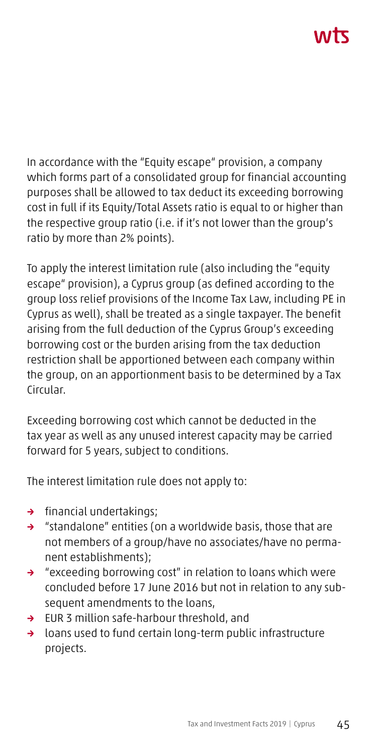In accordance with the "Equity escape" provision, a company which forms part of a consolidated group for financial accounting purposes shall be allowed to tax deduct its exceeding borrowing cost in full if its Equity/Total Assets ratio is equal to or higher than the respective group ratio (i.e. if it's not lower than the group's ratio by more than 2% points).

To apply the interest limitation rule (also including the "equity escape" provision), a Cyprus group (as defined according to the group loss relief provisions of the Income Tax Law, including PE in Cyprus as well), shall be treated as a single taxpayer. The benefit arising from the full deduction of the Cyprus Group's exceeding borrowing cost or the burden arising from the tax deduction restriction shall be apportioned between each company within the group, on an apportionment basis to be determined by a Tax Circular.

Exceeding borrowing cost which cannot be deducted in the tax year as well as any unused interest capacity may be carried forward for 5 years, subject to conditions.

The interest limitation rule does not apply to:

- financial undertakings;
- "standalone" entities (on a worldwide basis, those that are not members of a group/have no associates/have no permanent establishments);
- "exceeding borrowing cost" in relation to loans which were concluded before 17 June 2016 but not in relation to any subsequent amendments to the loans,
- EUR 3 million safe-harbour threshold, and
- loans used to fund certain long-term public infrastructure projects.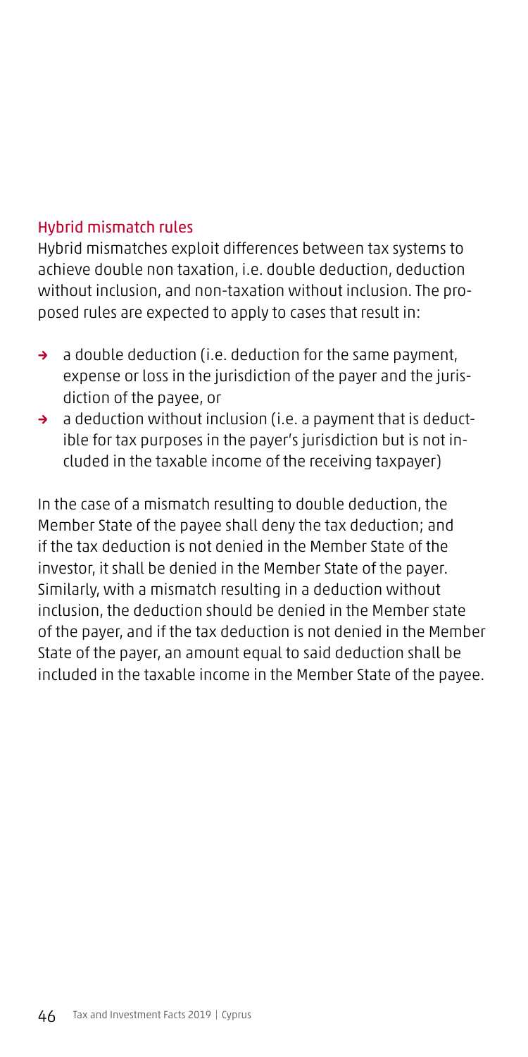## Hybrid mismatch rules

Hybrid mismatches exploit differences between tax systems to achieve double non taxation, i.e. double deduction, deduction without inclusion, and non-taxation without inclusion. The proposed rules are expected to apply to cases that result in:

- a double deduction (i.e. deduction for the same payment, expense or loss in the jurisdiction of the payer and the jurisdiction of the payee, or
- a deduction without inclusion (i.e. a payment that is deductible for tax purposes in the payer's jurisdiction but is not included in the taxable income of the receiving taxpayer)

In the case of a mismatch resulting to double deduction, the Member State of the payee shall deny the tax deduction; and if the tax deduction is not denied in the Member State of the investor, it shall be denied in the Member State of the payer. Similarly, with a mismatch resulting in a deduction without inclusion, the deduction should be denied in the Member state of the payer, and if the tax deduction is not denied in the Member State of the payer, an amount equal to said deduction shall be included in the taxable income in the Member State of the payee.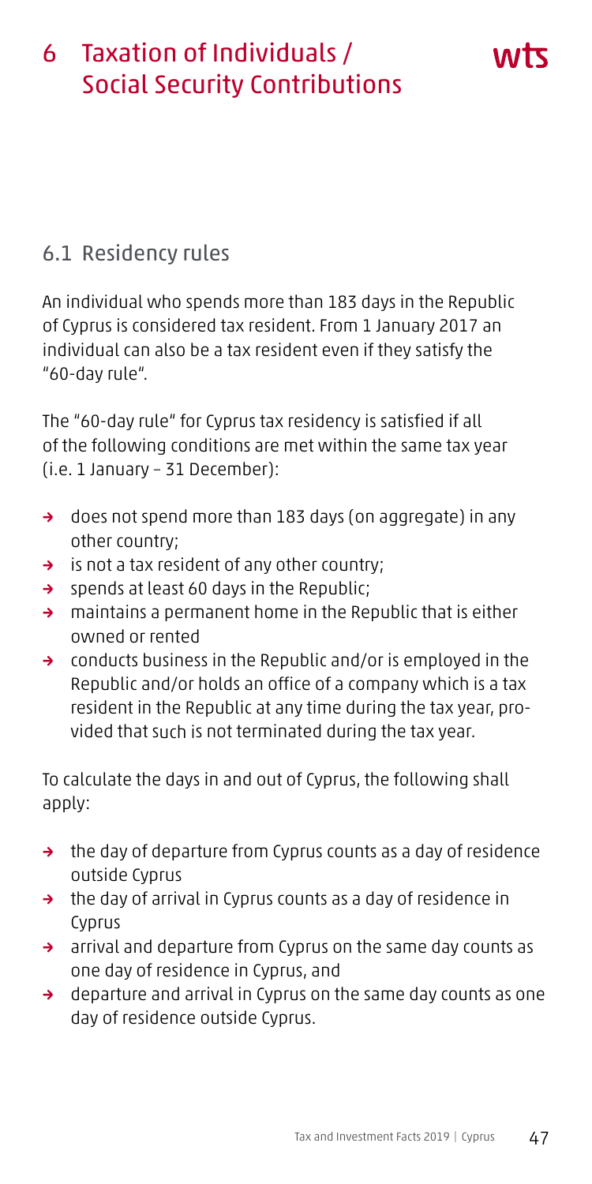# 6 Taxation of Individuals / Social Security Contributions

## 6.1 Residency rules

An individual who spends more than 183 days in the Republic of Cyprus is considered tax resident. From 1 January 2017 an individual can also be a tax resident even if they satisfy the "60-day rule".

The "60-day rule" for Cyprus tax residency is satisfied if all of the following conditions are met within the same tax year (i.e. 1 January – 31 December):

- does not spend more than 183 days (on aggregate) in any other country;
- is not a tax resident of any other country;
- spends at least 60 days in the Republic;
- maintains a permanent home in the Republic that is either owned or rented
- conducts business in the Republic and/or is employed in the Republic and/or holds an office of a company which is a tax resident in the Republic at any time during the tax year, provided that such is not terminated during the tax year.

To calculate the days in and out of Cyprus, the following shall apply:

- the day of departure from Cyprus counts as a day of residence outside Cyprus
- the day of arrival in Cyprus counts as a day of residence in Cyprus
- arrival and departure from Cyprus on the same day counts as one day of residence in Cyprus, and
- departure and arrival in Cyprus on the same day counts as one day of residence outside Cyprus.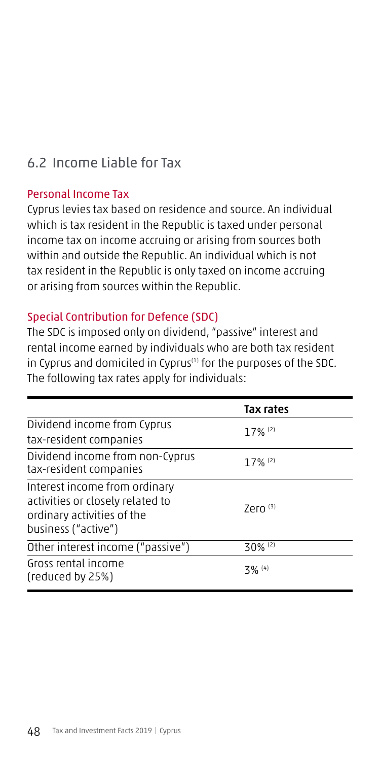## 6.2 Income Liable for Tax

### Personal Income Tax

Cyprus levies tax based on residence and source. An individual which is tax resident in the Republic is taxed under personal income tax on income accruing or arising from sources both within and outside the Republic. An individual which is not tax resident in the Republic is only taxed on income accruing or arising from sources within the Republic.

### Special Contribution for Defence (SDC)

The SDC is imposed only on dividend, "passive" interest and rental income earned by individuals who are both tax resident in Cyprus and domiciled in Cyprus[1] for the purposes of the SDC. The following tax rates apply for individuals:

| | Tax rates |
|---|---|
| Dividend income from Cyprus tax-resident companies | 17% [2] |
| Dividend income from non-Cyprus tax-resident companies | 17% [2] |
| Interest income from ordinary activities or closely related to ordinary activities of the business ("active") | Zero [3] |
| Other interest income ("passive") | 30% [2] |
| Gross rental income (reduced by 25%) | 3% [4] |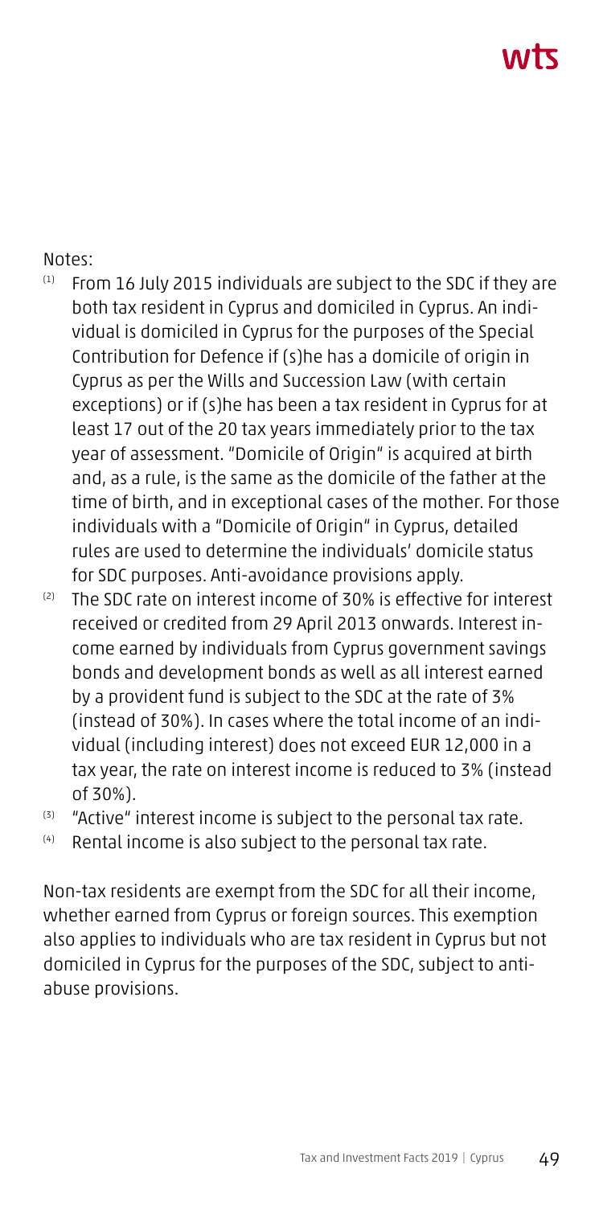Notes:

(1) From 16 July 2015 individuals are subject to the SDC if they are both tax resident in Cyprus and domiciled in Cyprus. An individual is domiciled in Cyprus for the purposes of the Special Contribution for Defence if (s)he has a domicile of origin in Cyprus as per the Wills and Succession Law (with certain exceptions) or if (s)he has been a tax resident in Cyprus for at least 17 out of the 20 tax years immediately prior to the tax year of assessment. "Domicile of Origin" is acquired at birth and, as a rule, is the same as the domicile of the father at the time of birth, and in exceptional cases of the mother. For those individuals with a "Domicile of Origin" in Cyprus, detailed rules are used to determine the individuals' domicile status for SDC purposes. Anti-avoidance provisions apply.

(2) The SDC rate on interest income of 30% is effective for interest received or credited from 29 April 2013 onwards. Interest income earned by individuals from Cyprus government savings bonds and development bonds as well as all interest earned by a provident fund is subject to the SDC at the rate of 3% (instead of 30%). In cases where the total income of an individual (including interest) does not exceed EUR 12,000 in a tax year, the rate on interest income is reduced to 3% (instead of 30%).

(3) "Active" interest income is subject to the personal tax rate.

(4) Rental income is also subject to the personal tax rate.

Non-tax residents are exempt from the SDC for all their income, whether earned from Cyprus or foreign sources. This exemption also applies to individuals who are tax resident in Cyprus but not domiciled in Cyprus for the purposes of the SDC, subject to anti-abuse provisions.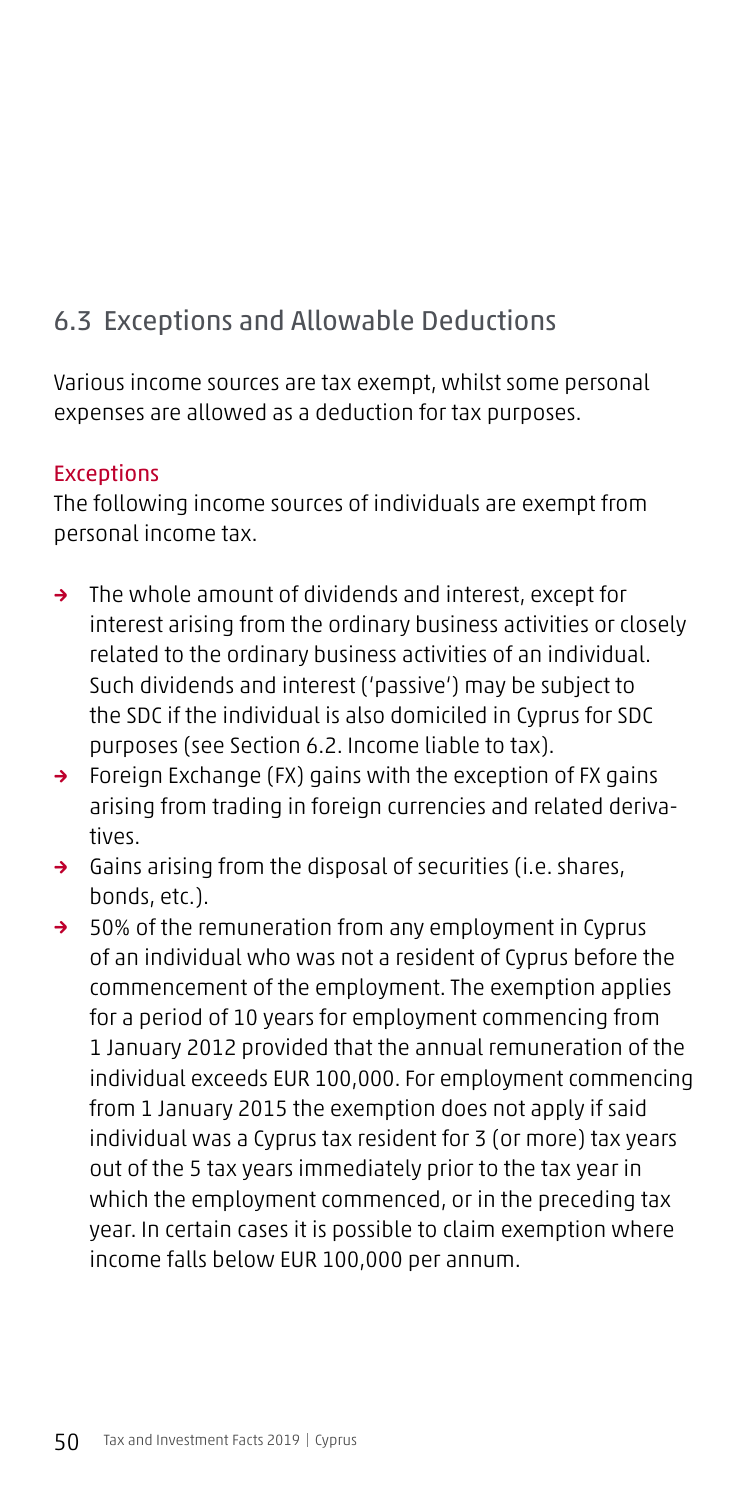## 6.3 Exceptions and Allowable Deductions

Various income sources are tax exempt, whilst some personal expenses are allowed as a deduction for tax purposes.

### Exceptions

The following income sources of individuals are exempt from personal income tax.

- The whole amount of dividends and interest, except for interest arising from the ordinary business activities or closely related to the ordinary business activities of an individual. Such dividends and interest ('passive') may be subject to the SDC if the individual is also domiciled in Cyprus for SDC purposes (see Section 6.2. Income liable to tax).
- Foreign Exchange (FX) gains with the exception of FX gains arising from trading in foreign currencies and related derivatives.
- Gains arising from the disposal of securities (i.e. shares, bonds, etc.).
- 50% of the remuneration from any employment in Cyprus of an individual who was not a resident of Cyprus before the commencement of the employment. The exemption applies for a period of 10 years for employment commencing from 1 January 2012 provided that the annual remuneration of the individual exceeds EUR 100,000. For employment commencing from 1 January 2015 the exemption does not apply if said individual was a Cyprus tax resident for 3 (or more) tax years out of the 5 tax years immediately prior to the tax year in which the employment commenced, or in the preceding tax year. In certain cases it is possible to claim exemption where income falls below EUR 100,000 per annum.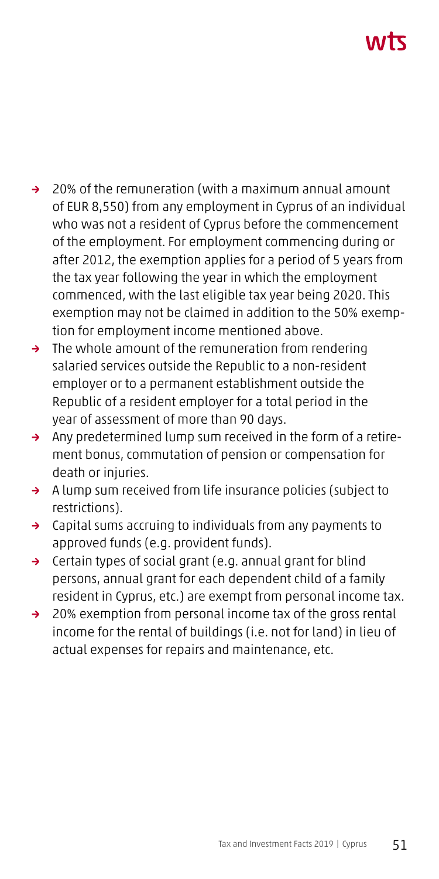- 20% of the remuneration (with a maximum annual amount of EUR 8,550) from any employment in Cyprus of an individual who was not a resident of Cyprus before the commencement of the employment. For employment commencing during or after 2012, the exemption applies for a period of 5 years from the tax year following the year in which the employment commenced, with the last eligible tax year being 2020. This exemption may not be claimed in addition to the 50% exemption for employment income mentioned above.
- The whole amount of the remuneration from rendering salaried services outside the Republic to a non-resident employer or to a permanent establishment outside the Republic of a resident employer for a total period in the year of assessment of more than 90 days.
- Any predetermined lump sum received in the form of a retirement bonus, commutation of pension or compensation for death or injuries.
- A lump sum received from life insurance policies (subject to restrictions).
- Capital sums accruing to individuals from any payments to approved funds (e.g. provident funds).
- Certain types of social grant (e.g. annual grant for blind persons, annual grant for each dependent child of a family resident in Cyprus, etc.) are exempt from personal income tax.
- 20% exemption from personal income tax of the gross rental income for the rental of buildings (i.e. not for land) in lieu of actual expenses for repairs and maintenance, etc.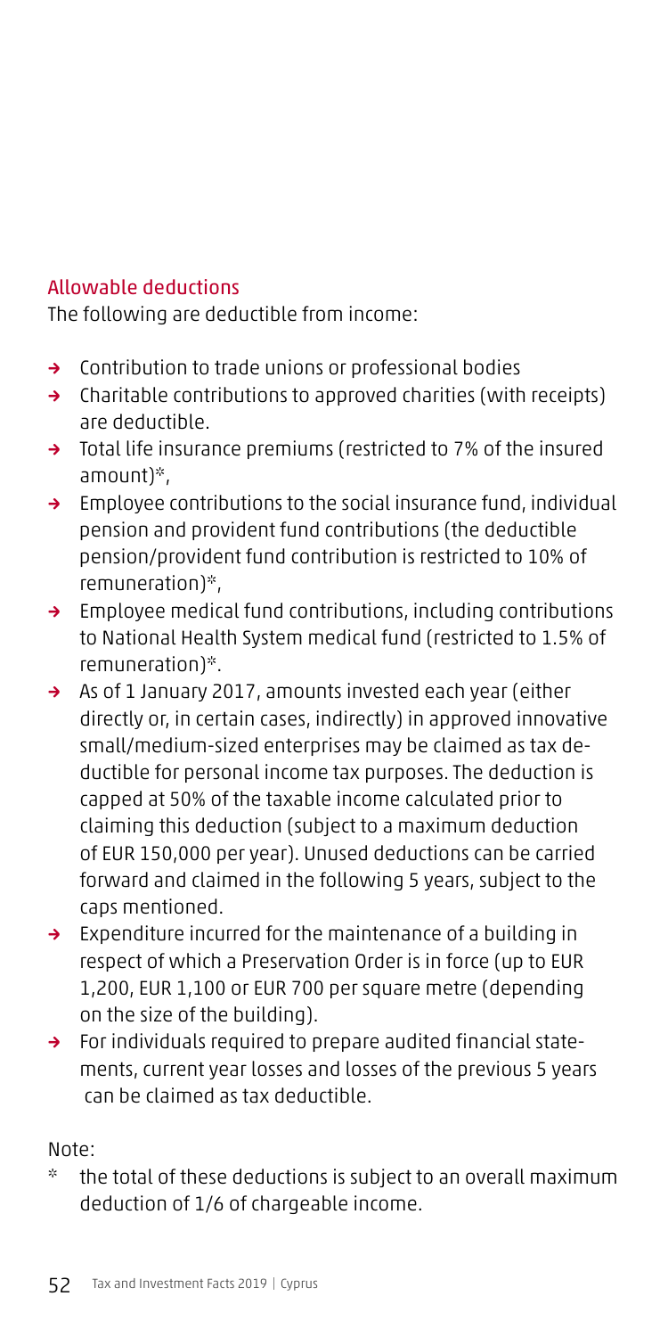## Allowable deductions

The following are deductible from income:

- Contribution to trade unions or professional bodies
- Charitable contributions to approved charities (with receipts) are deductible.
- Total life insurance premiums (restricted to 7% of the insured amount)*,
- Employee contributions to the social insurance fund, individual pension and provident fund contributions (the deductible pension/provident fund contribution is restricted to 10% of remuneration)*,
- Employee medical fund contributions, including contributions to National Health System medical fund (restricted to 1.5% of remuneration)*.
- As of 1 January 2017, amounts invested each year (either directly or, in certain cases, indirectly) in approved innovative small/medium-sized enterprises may be claimed as tax deductible for personal income tax purposes. The deduction is capped at 50% of the taxable income calculated prior to claiming this deduction (subject to a maximum deduction of EUR 150,000 per year). Unused deductions can be carried forward and claimed in the following 5 years, subject to the caps mentioned.
- Expenditure incurred for the maintenance of a building in respect of which a Preservation Order is in force (up to EUR 1,200, EUR 1,100 or EUR 700 per square metre (depending on the size of the building).
- For individuals required to prepare audited financial statements, current year losses and losses of the previous 5 years can be claimed as tax deductible.

Note:

\* the total of these deductions is subject to an overall maximum deduction of 1/6 of chargeable income.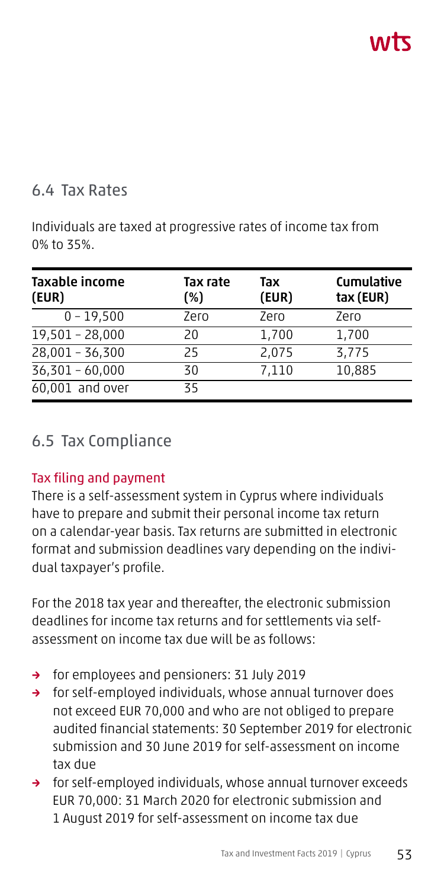## 6.4 Tax Rates

Individuals are taxed at progressive rates of income tax from 0% to 35%.

| Taxable income (EUR) | Tax rate (%) | Tax (EUR) | Cumulative tax (EUR) |
|---|---|---|---|
| 0 – 19,500 | Zero | Zero | Zero |
| 19,501 – 28,000 | 20 | 1,700 | 1,700 |
| 28,001 – 36,300 | 25 | 2,075 | 3,775 |
| 36,301 – 60,000 | 30 | 7,110 | 10,885 |
| 60,001 and over | 35 | | |

## 6.5 Tax Compliance

### Tax filing and payment

There is a self-assessment system in Cyprus where individuals have to prepare and submit their personal income tax return on a calendar-year basis. Tax returns are submitted in electronic format and submission deadlines vary depending on the individual taxpayer's profile.

For the 2018 tax year and thereafter, the electronic submission deadlines for income tax returns and for settlements via self-assessment on income tax due will be as follows:

- for employees and pensioners: 31 July 2019
- for self-employed individuals, whose annual turnover does not exceed EUR 70,000 and who are not obliged to prepare audited financial statements: 30 September 2019 for electronic submission and 30 June 2019 for self-assessment on income tax due
- for self-employed individuals, whose annual turnover exceeds EUR 70,000: 31 March 2020 for electronic submission and 1 August 2019 for self-assessment on income tax due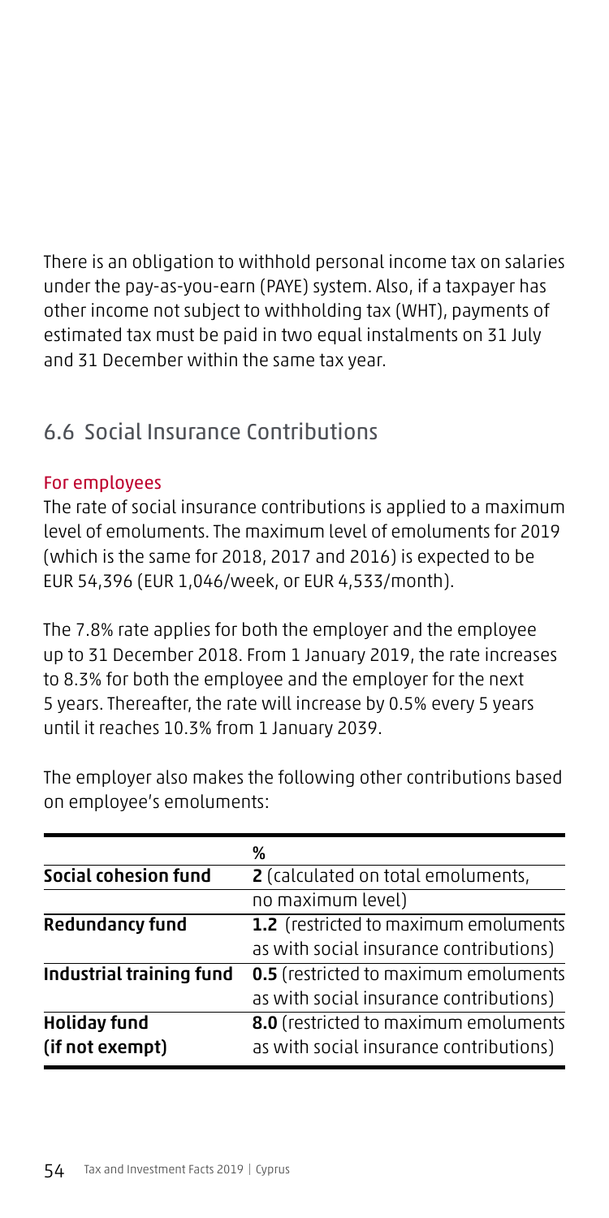There is an obligation to withhold personal income tax on salaries under the pay-as-you-earn (PAYE) system. Also, if a taxpayer has other income not subject to withholding tax (WHT), payments of estimated tax must be paid in two equal instalments on 31 July and 31 December within the same tax year.

## 6.6 Social Insurance Contributions

### For employees

The rate of social insurance contributions is applied to a maximum level of emoluments. The maximum level of emoluments for 2019 (which is the same for 2018, 2017 and 2016) is expected to be EUR 54,396 (EUR 1,046/week, or EUR 4,533/month).

The 7.8% rate applies for both the employer and the employee up to 31 December 2018. From 1 January 2019, the rate increases to 8.3% for both the employee and the employer for the next 5 years. Thereafter, the rate will increase by 0.5% every 5 years until it reaches 10.3% from 1 January 2039.

The employer also makes the following other contributions based on employee's emoluments:

| | % |
|---|---|
| **Social cohesion fund** | **2** (calculated on total emoluments, no maximum level) |
| **Redundancy fund** | **1.2** (restricted to maximum emoluments as with social insurance contributions) |
| **Industrial training fund** | **0.5** (restricted to maximum emoluments as with social insurance contributions) |
| **Holiday fund (if not exempt)** | **8.0** (restricted to maximum emoluments as with social insurance contributions) |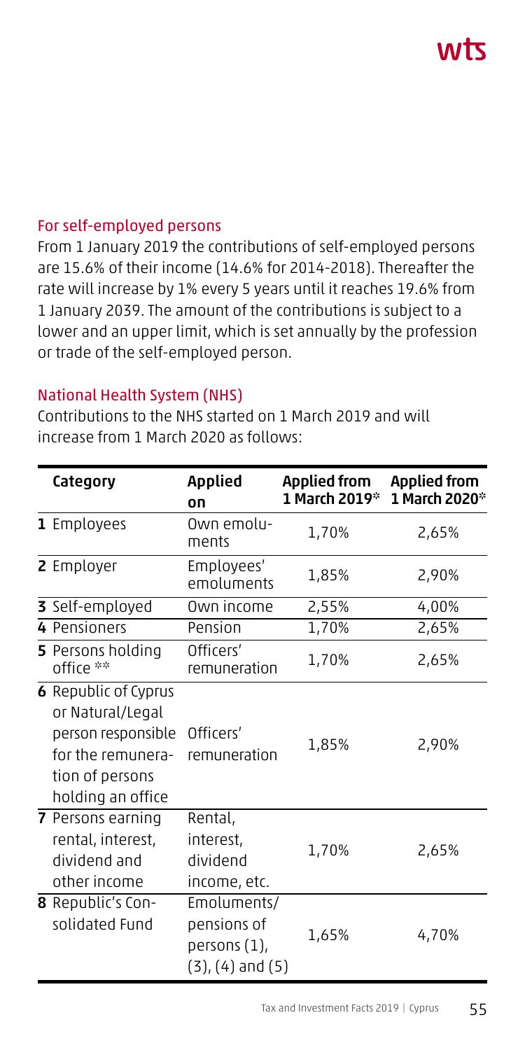### For self-employed persons

From 1 January 2019 the contributions of self-employed persons are 15.6% of their income (14.6% for 2014-2018). Thereafter the rate will increase by 1% every 5 years until it reaches 19.6% from 1 January 2039. The amount of the contributions is subject to a lower and an upper limit, which is set annually by the profession or trade of the self-employed person.

### National Health System (NHS)

Contributions to the NHS started on 1 March 2019 and will increase from 1 March 2020 as follows:

| Category | Applied on | Applied from 1 March 2019* | Applied from 1 March 2020* |
|---|---|---|---|
| **1** Employees | Own emoluments | 1,70% | 2,65% |
| **2** Employer | Employees' emoluments | 1,85% | 2,90% |
| **3** Self-employed | Own income | 2,55% | 4,00% |
| **4** Pensioners | Pension | 1,70% | 2,65% |
| **5** Persons holding office ** | Officers' remuneration | 1,70% | 2,65% |
| **6** Republic of Cyprus or Natural/Legal person responsible for the remuneration of persons holding an office | Officers' remuneration | 1,85% | 2,90% |
| **7** Persons earning rental, interest, dividend and other income | Rental, interest, dividend income, etc. | 1,70% | 2,65% |
| **8** Republic's Consolidated Fund | Emoluments/ pensions of persons (1), (3), (4) and (5) | 1,65% | 4,70% |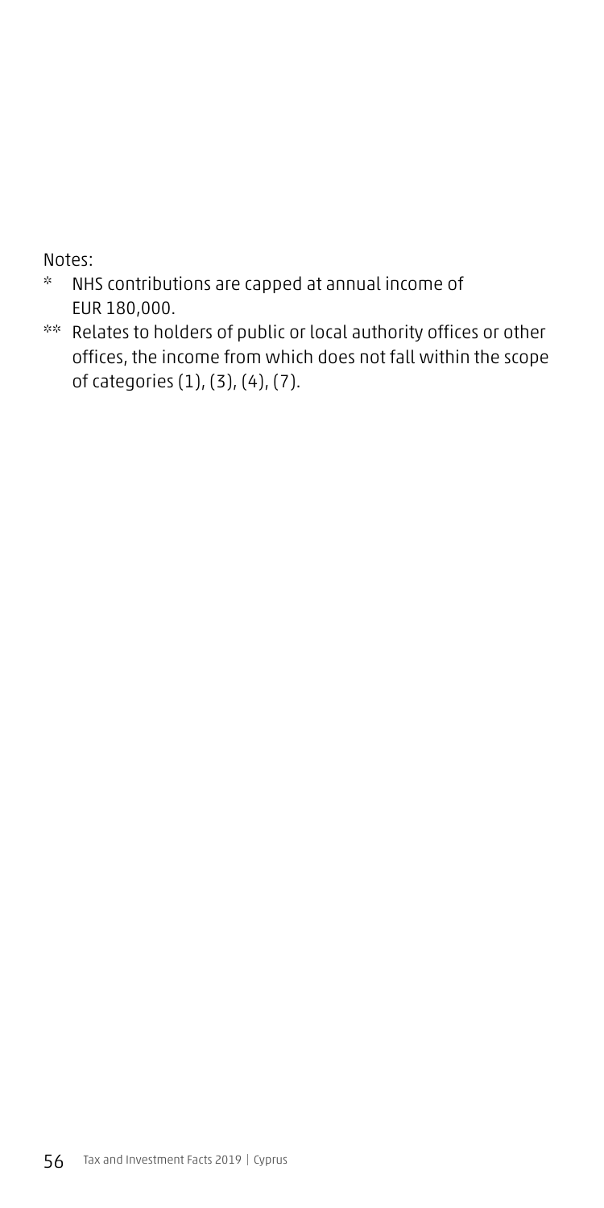Notes:

\* NHS contributions are capped at annual income of EUR 180,000.

\*\* Relates to holders of public or local authority offices or other offices, the income from which does not fall within the scope of categories (1), (3), (4), (7).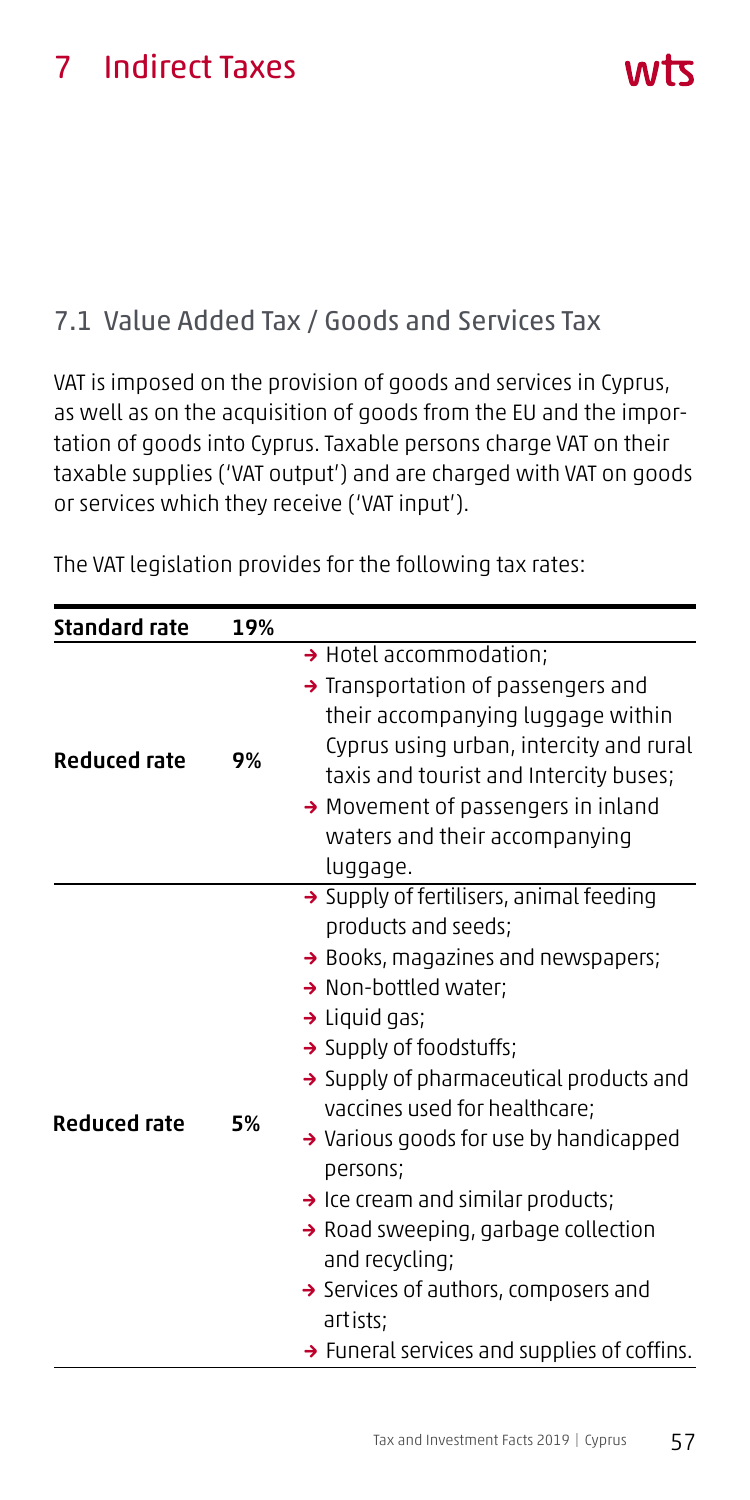# 7 Indirect Taxes

## 7.1 Value Added Tax / Goods and Services Tax

VAT is imposed on the provision of goods and services in Cyprus, as well as on the acquisition of goods from the EU and the importation of goods into Cyprus. Taxable persons charge VAT on their taxable supplies ('VAT output') and are charged with VAT on goods or services which they receive ('VAT input').

The VAT legislation provides for the following tax rates:

| Standard rate | 19% | |
|---|---|---|
| Reduced rate | 9% | → Hotel accommodation;<br>→ Transportation of passengers and their accompanying luggage within Cyprus using urban, intercity and rural taxis and tourist and Intercity buses;<br>→ Movement of passengers in inland waters and their accompanying luggage. |
| Reduced rate | 5% | → Supply of fertilisers, animal feeding products and seeds;<br>→ Books, magazines and newspapers;<br>→ Non-bottled water;<br>→ Liquid gas;<br>→ Supply of foodstuffs;<br>→ Supply of pharmaceutical products and vaccines used for healthcare;<br>→ Various goods for use by handicapped persons;<br>→ Ice cream and similar products;<br>→ Road sweeping, garbage collection and recycling;<br>→ Services of authors, composers and artists;<br>→ Funeral services and supplies of coffins. |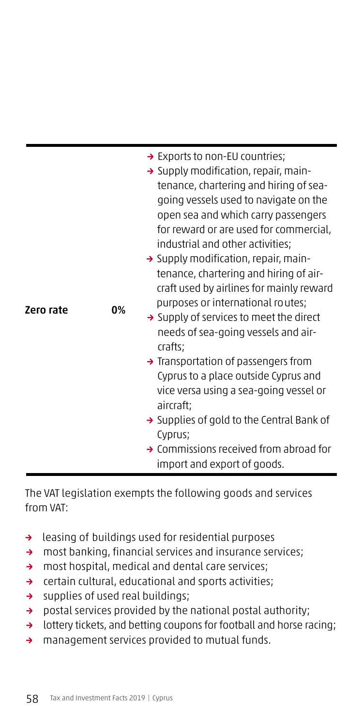| | | |
|---|---|---|
| **Zero rate** | 0% | → Exports to non-EU countries;<br>→ Supply modification, repair, maintenance, chartering and hiring of sea-going vessels used to navigate on the open sea and which carry passengers for reward or are used for commercial, industrial and other activities;<br>→ Supply modification, repair, maintenance, chartering and hiring of aircraft used by airlines for mainly reward purposes or international routes;<br>→ Supply of services to meet the direct needs of sea-going vessels and aircrafts;<br>→ Transportation of passengers from Cyprus to a place outside Cyprus and vice versa using a sea-going vessel or aircraft;<br>→ Supplies of gold to the Central Bank of Cyprus;<br>→ Commissions received from abroad for import and export of goods. |

The VAT legislation exempts the following goods and services from VAT:

- leasing of buildings used for residential purposes
- most banking, financial services and insurance services;
- most hospital, medical and dental care services;
- certain cultural, educational and sports activities;
- supplies of used real buildings;
- postal services provided by the national postal authority;
- lottery tickets, and betting coupons for football and horse racing;
- management services provided to mutual funds.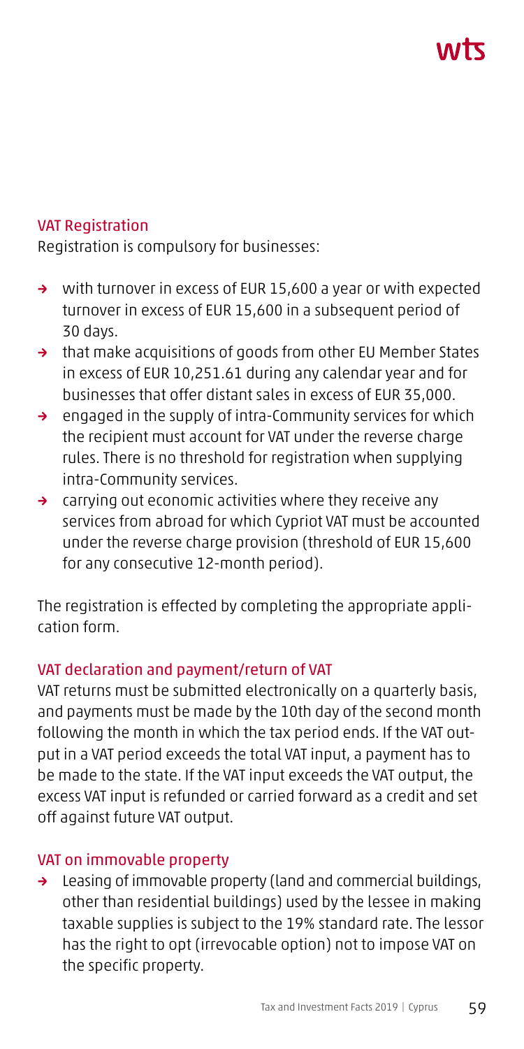### VAT Registration

Registration is compulsory for businesses:

- with turnover in excess of EUR 15,600 a year or with expected turnover in excess of EUR 15,600 in a subsequent period of 30 days.
- that make acquisitions of goods from other EU Member States in excess of EUR 10,251.61 during any calendar year and for businesses that offer distant sales in excess of EUR 35,000.
- engaged in the supply of intra-Community services for which the recipient must account for VAT under the reverse charge rules. There is no threshold for registration when supplying intra-Community services.
- carrying out economic activities where they receive any services from abroad for which Cypriot VAT must be accounted under the reverse charge provision (threshold of EUR 15,600 for any consecutive 12-month period).

The registration is effected by completing the appropriate application form.

### VAT declaration and payment/return of VAT

VAT returns must be submitted electronically on a quarterly basis, and payments must be made by the 10th day of the second month following the month in which the tax period ends. If the VAT output in a VAT period exceeds the total VAT input, a payment has to be made to the state. If the VAT input exceeds the VAT output, the excess VAT input is refunded or carried forward as a credit and set off against future VAT output.

### VAT on immovable property

- Leasing of immovable property (land and commercial buildings, other than residential buildings) used by the lessee in making taxable supplies is subject to the 19% standard rate. The lessor has the right to opt (irrevocable option) not to impose VAT on the specific property.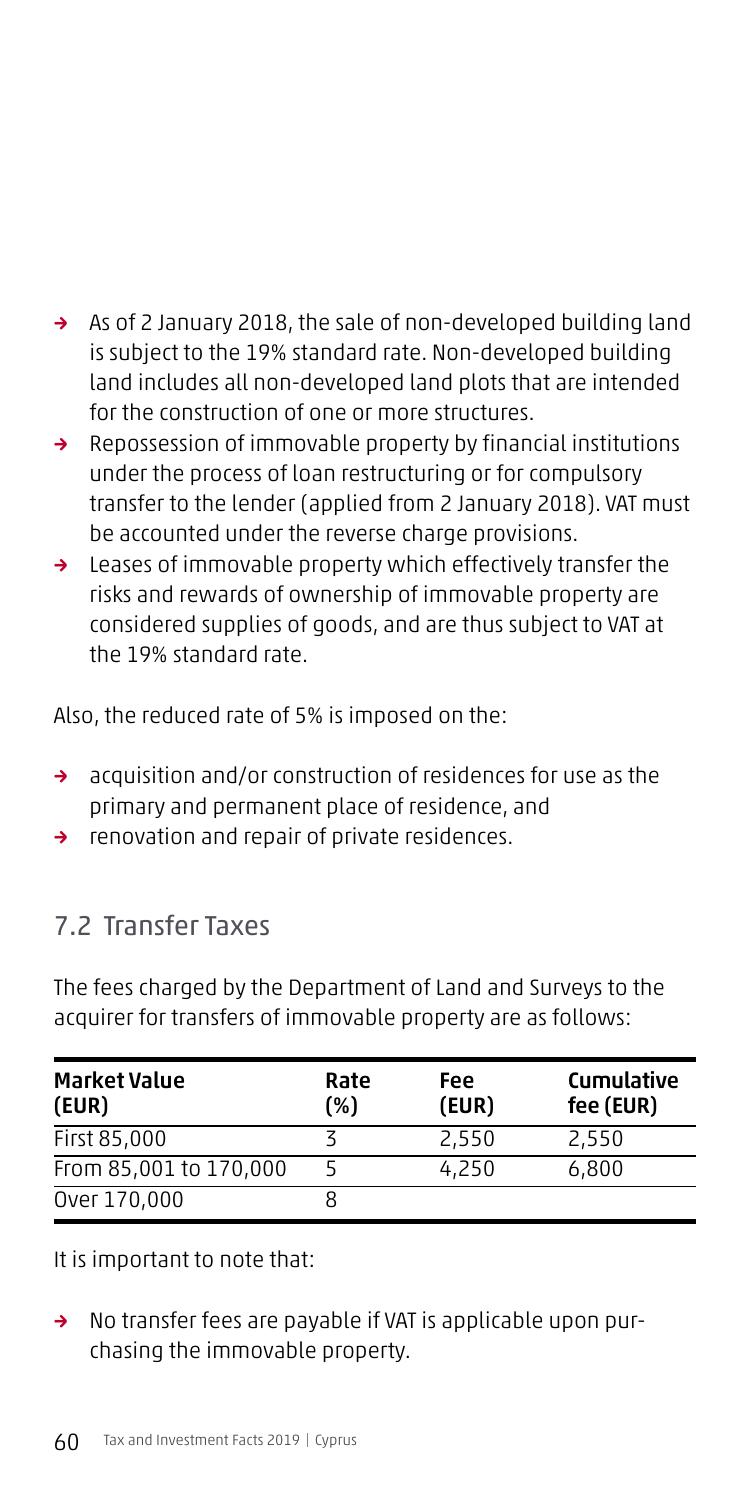- As of 2 January 2018, the sale of non-developed building land is subject to the 19% standard rate. Non-developed building land includes all non-developed land plots that are intended for the construction of one or more structures.
- Repossession of immovable property by financial institutions under the process of loan restructuring or for compulsory transfer to the lender (applied from 2 January 2018). VAT must be accounted under the reverse charge provisions.
- Leases of immovable property which effectively transfer the risks and rewards of ownership of immovable property are considered supplies of goods, and are thus subject to VAT at the 19% standard rate.

Also, the reduced rate of 5% is imposed on the:

- acquisition and/or construction of residences for use as the primary and permanent place of residence, and
- renovation and repair of private residences.

## 7.2 Transfer Taxes

The fees charged by the Department of Land and Surveys to the acquirer for transfers of immovable property are as follows:

| Market Value (EUR) | Rate (%) | Fee (EUR) | Cumulative fee (EUR) |
|---|---|---|---|
| First 85,000 | 3 | 2,550 | 2,550 |
| From 85,001 to 170,000 | 5 | 4,250 | 6,800 |
| Over 170,000 | 8 | | |

It is important to note that:

- No transfer fees are payable if VAT is applicable upon purchasing the immovable property.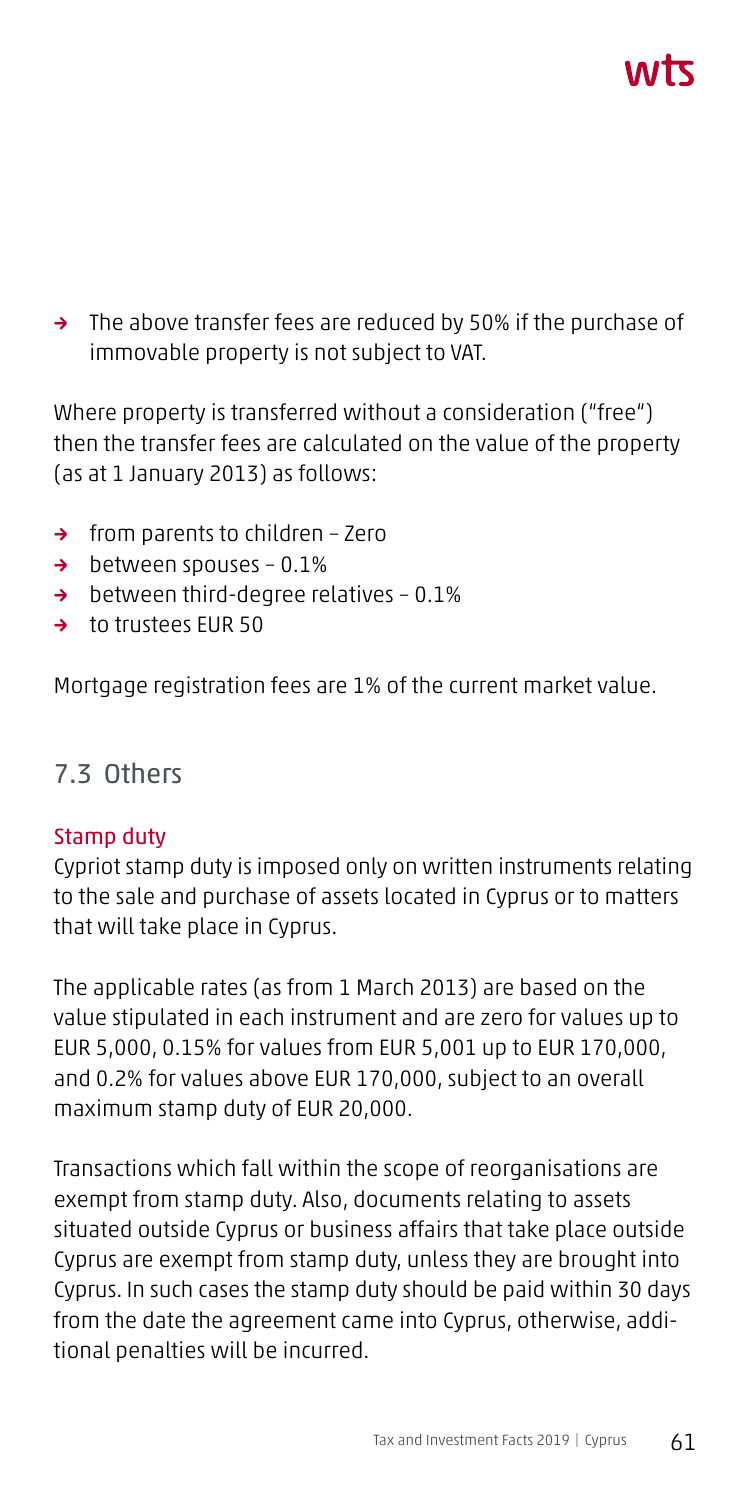- The above transfer fees are reduced by 50% if the purchase of immovable property is not subject to VAT.

Where property is transferred without a consideration ("free") then the transfer fees are calculated on the value of the property (as at 1 January 2013) as follows:

- from parents to children – Zero
- between spouses – 0.1%
- between third-degree relatives – 0.1%
- to trustees EUR 50

Mortgage registration fees are 1% of the current market value.

## 7.3 Others

### Stamp duty

Cypriot stamp duty is imposed only on written instruments relating to the sale and purchase of assets located in Cyprus or to matters that will take place in Cyprus.

The applicable rates (as from 1 March 2013) are based on the value stipulated in each instrument and are zero for values up to EUR 5,000, 0.15% for values from EUR 5,001 up to EUR 170,000, and 0.2% for values above EUR 170,000, subject to an overall maximum stamp duty of EUR 20,000.

Transactions which fall within the scope of reorganisations are exempt from stamp duty. Also, documents relating to assets situated outside Cyprus or business affairs that take place outside Cyprus are exempt from stamp duty, unless they are brought into Cyprus. In such cases the stamp duty should be paid within 30 days from the date the agreement came into Cyprus, otherwise, additional penalties will be incurred.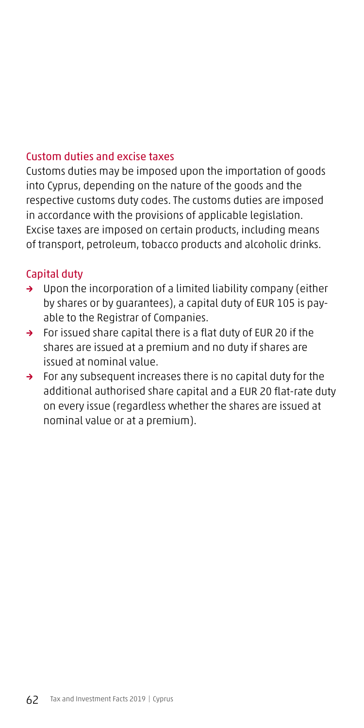## Custom duties and excise taxes

Customs duties may be imposed upon the importation of goods into Cyprus, depending on the nature of the goods and the respective customs duty codes. The customs duties are imposed in accordance with the provisions of applicable legislation. Excise taxes are imposed on certain products, including means of transport, petroleum, tobacco products and alcoholic drinks.

## Capital duty

- Upon the incorporation of a limited liability company (either by shares or by guarantees), a capital duty of EUR 105 is payable to the Registrar of Companies.
- For issued share capital there is a flat duty of EUR 20 if the shares are issued at a premium and no duty if shares are issued at nominal value.
- For any subsequent increases there is no capital duty for the additional authorised share capital and a EUR 20 flat-rate duty on every issue (regardless whether the shares are issued at nominal value or at a premium).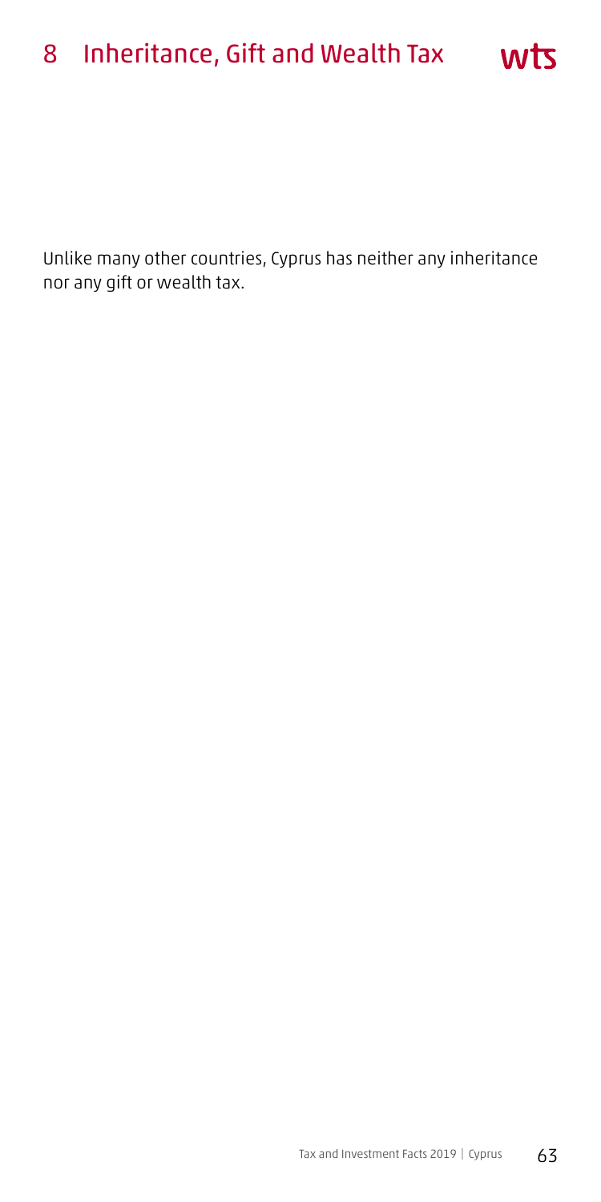# 8 Inheritance, Gift and Wealth Tax

Unlike many other countries, Cyprus has neither any inheritance nor any gift or wealth tax.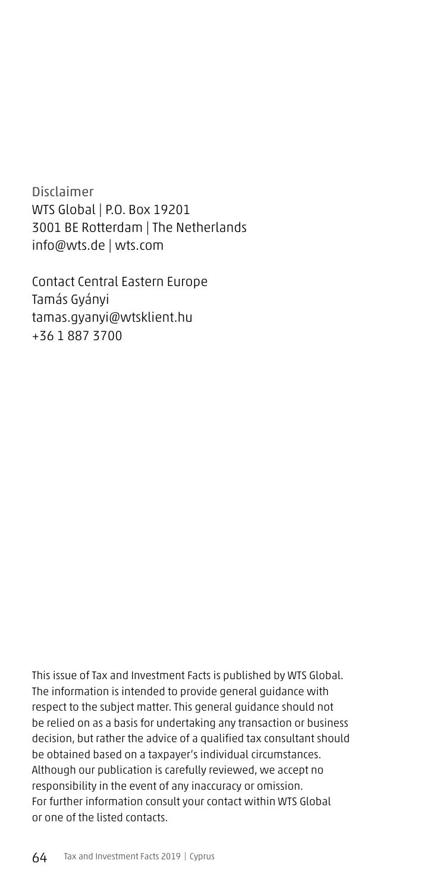Disclaimer
WTS Global | P.O. Box 19201
3001 BE Rotterdam | The Netherlands
info@wts.de | wts.com

Contact Central Eastern Europe
Tamás Gyányi
tamas.gyanyi@wtsklient.hu
+36 1 887 3700

This issue of Tax and Investment Facts is published by WTS Global. The information is intended to provide general guidance with respect to the subject matter. This general guidance should not be relied on as a basis for undertaking any transaction or business decision, but rather the advice of a qualified tax consultant should be obtained based on a taxpayer's individual circumstances. Although our publication is carefully reviewed, we accept no responsibility in the event of any inaccuracy or omission. For further information consult your contact within WTS Global or one of the listed contacts.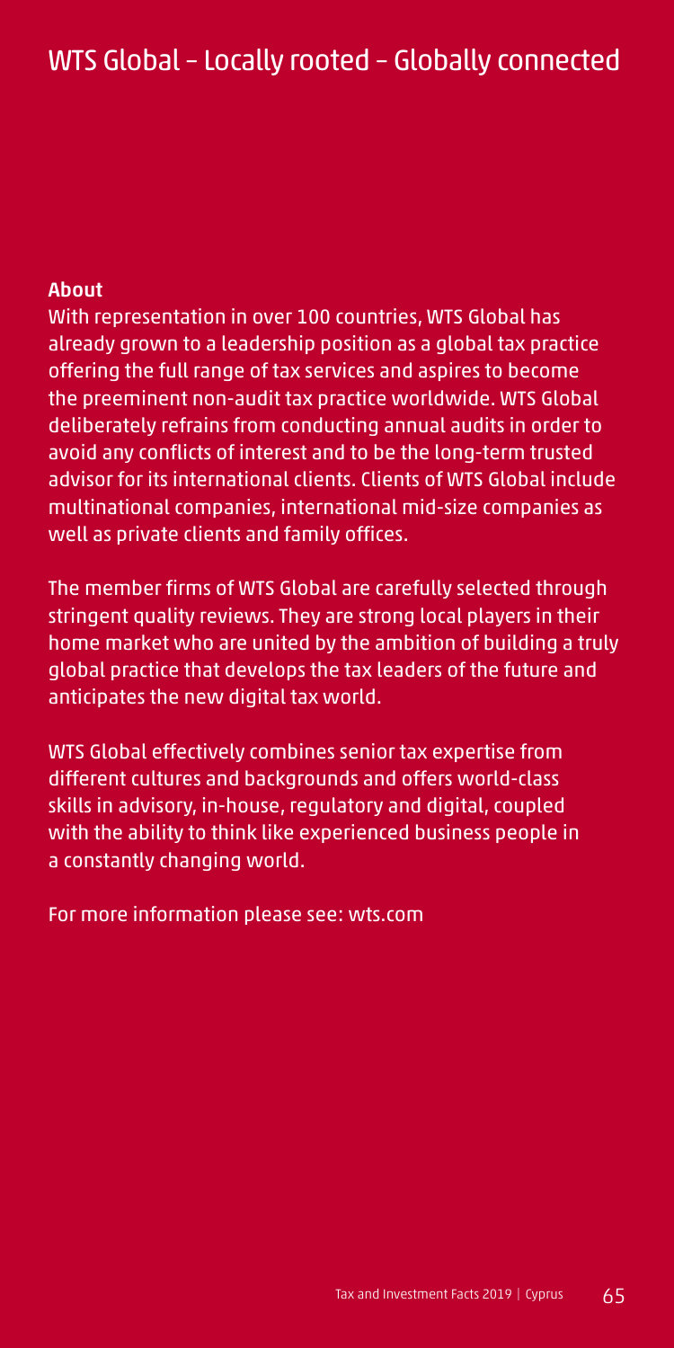# WTS Global – Locally rooted – Globally connected

**About**

With representation in over 100 countries, WTS Global has already grown to a leadership position as a global tax practice offering the full range of tax services and aspires to become the preeminent non-audit tax practice worldwide. WTS Global deliberately refrains from conducting annual audits in order to avoid any conflicts of interest and to be the long-term trusted advisor for its international clients. Clients of WTS Global include multinational companies, international mid-size companies as well as private clients and family offices.

The member firms of WTS Global are carefully selected through stringent quality reviews. They are strong local players in their home market who are united by the ambition of building a truly global practice that develops the tax leaders of the future and anticipates the new digital tax world.

WTS Global effectively combines senior tax expertise from different cultures and backgrounds and offers world-class skills in advisory, in-house, regulatory and digital, coupled with the ability to think like experienced business people in a constantly changing world.

For more information please see: wts.com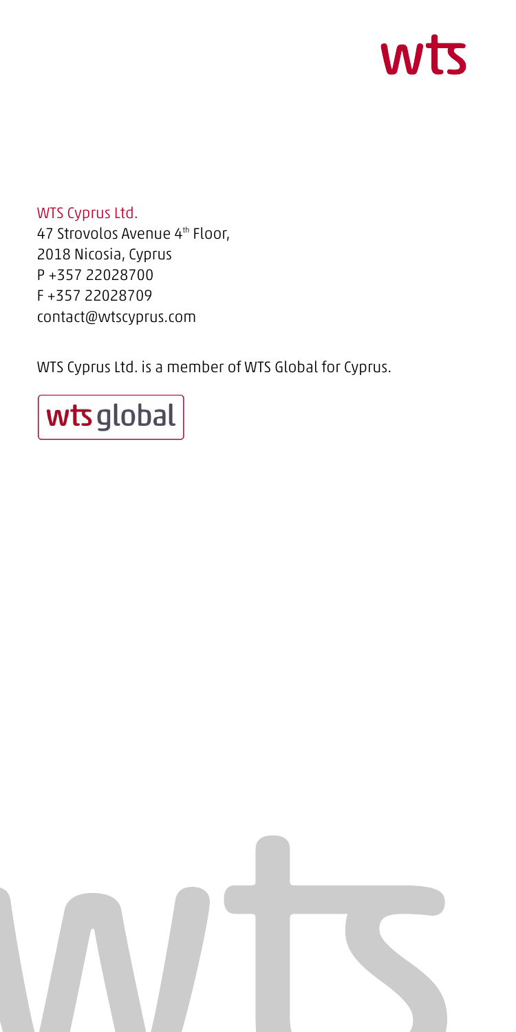WTS Cyprus Ltd.
47 Strovolos Avenue 4th Floor,
2018 Nicosia, Cyprus
P +357 22028700
F +357 22028709
contact@wtscyprus.com

WTS Cyprus Ltd. is a member of WTS Global for Cyprus.